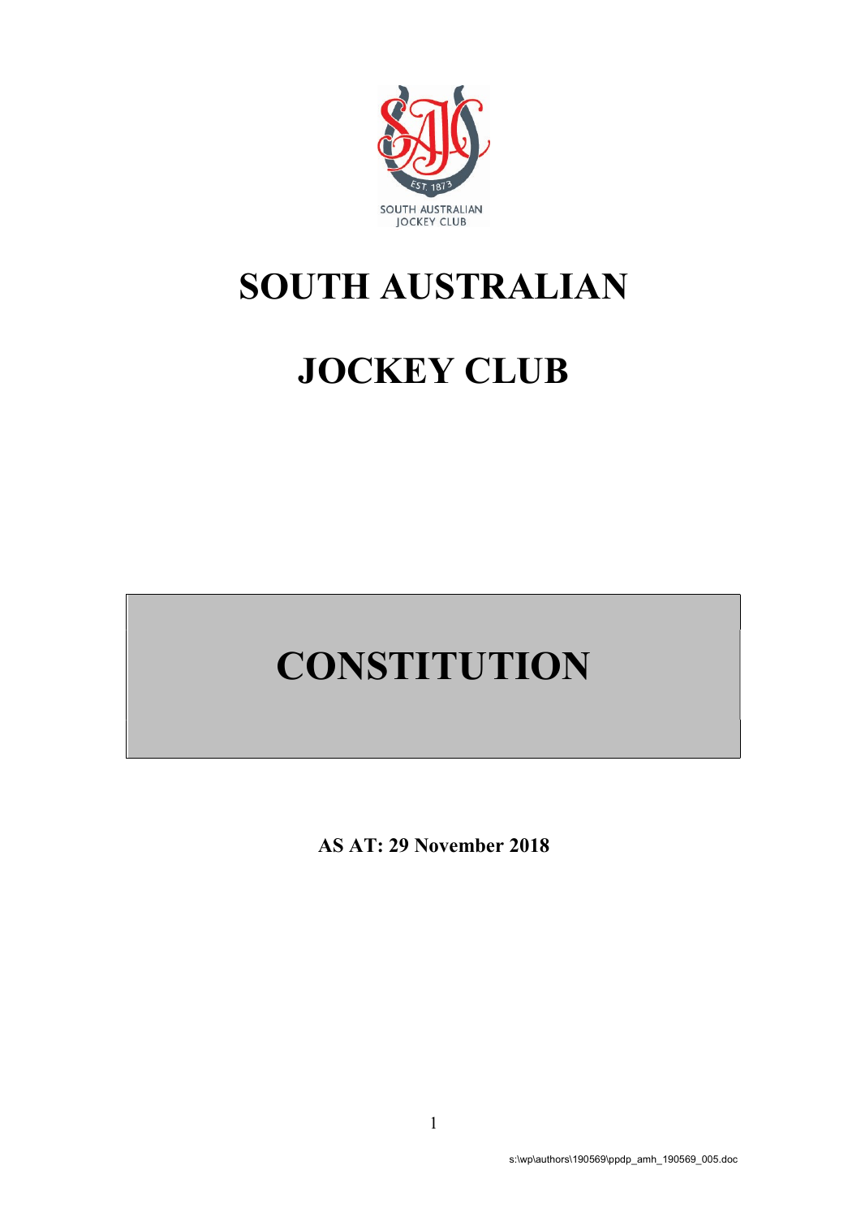# SOUTH AUSTRALIAN

# JOCKEY CLUB

# CONSTITUTION

**AS AT: 29 November 2018**

s:\wp\authors\190569\ppdp_amh_190569_005.doc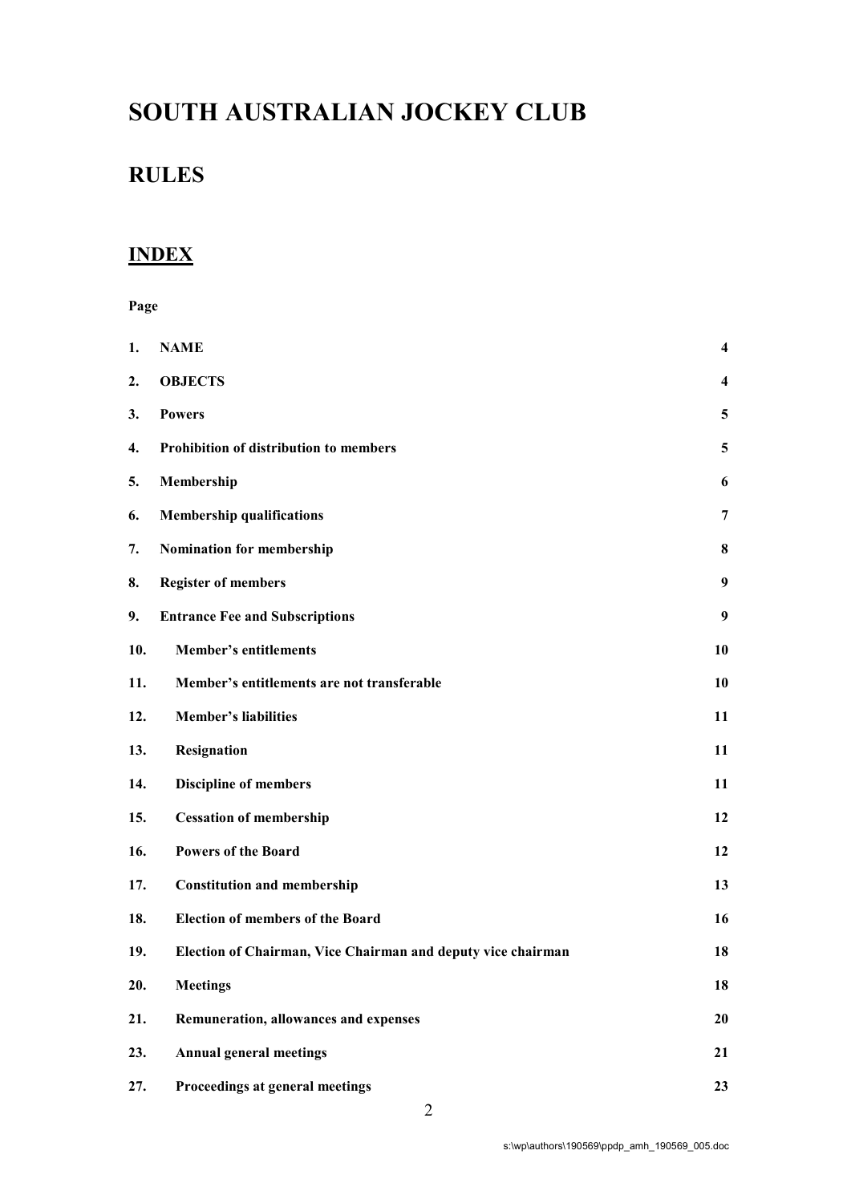# SOUTH AUSTRALIAN JOCKEY CLUB

# RULES

## INDEX

**Page**

| | | |
|---|---|---|
| **1.** | **NAME** | **4** |
| **2.** | **OBJECTS** | **4** |
| **3.** | **Powers** | **5** |
| **4.** | **Prohibition of distribution to members** | **5** |
| **5.** | **Membership** | **6** |
| **6.** | **Membership qualifications** | **7** |
| **7.** | **Nomination for membership** | **8** |
| **8.** | **Register of members** | **9** |
| **9.** | **Entrance Fee and Subscriptions** | **9** |
| **10.** | **Member's entitlements** | **10** |
| **11.** | **Member's entitlements are not transferable** | **10** |
| **12.** | **Member's liabilities** | **11** |
| **13.** | **Resignation** | **11** |
| **14.** | **Discipline of members** | **11** |
| **15.** | **Cessation of membership** | **12** |
| **16.** | **Powers of the Board** | **12** |
| **17.** | **Constitution and membership** | **13** |
| **18.** | **Election of members of the Board** | **16** |
| **19.** | **Election of Chairman, Vice Chairman and deputy vice chairman** | **18** |
| **20.** | **Meetings** | **18** |
| **21.** | **Remuneration, allowances and expenses** | **20** |
| **23.** | **Annual general meetings** | **21** |
| **27.** | **Proceedings at general meetings** | **23** |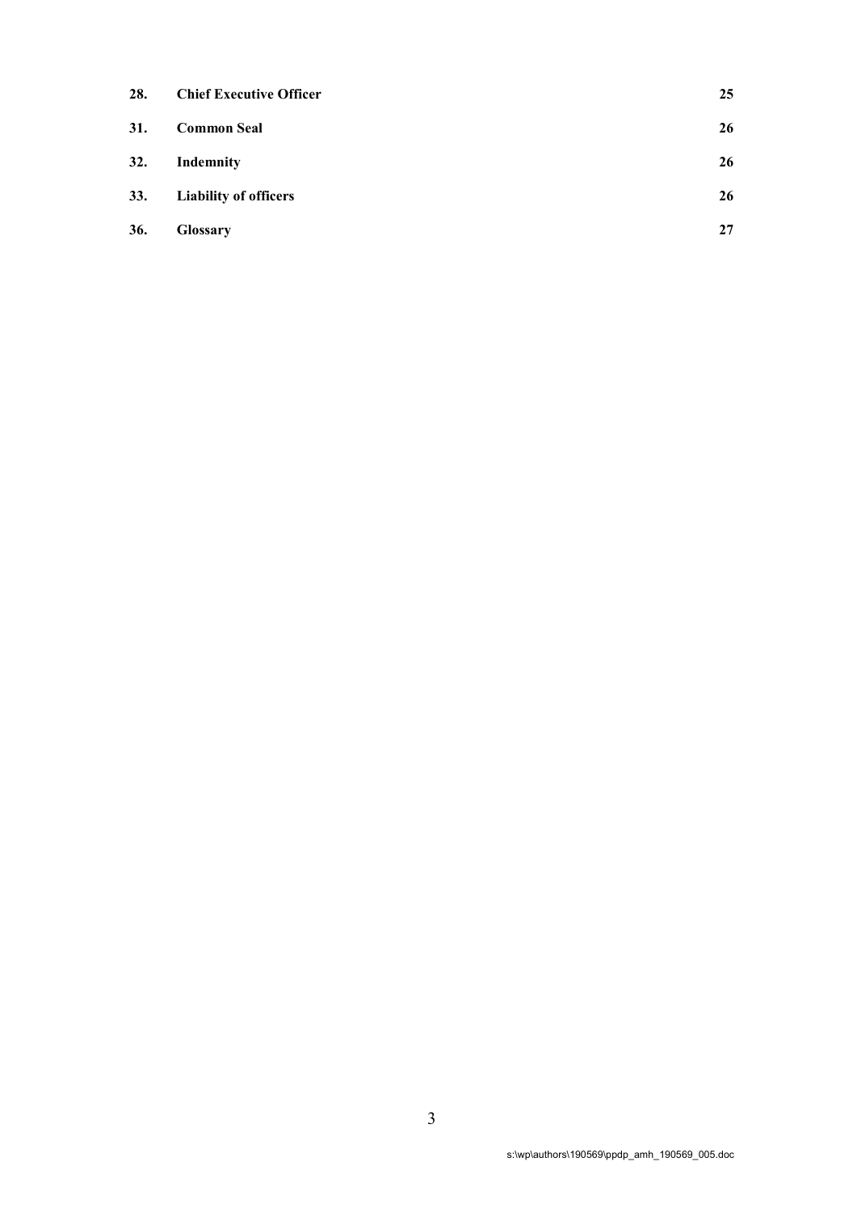| | | |
|---|---|---|
| **28.** | **Chief Executive Officer** | **25** |
| **31.** | **Common Seal** | **26** |
| **32.** | **Indemnity** | **26** |
| **33.** | **Liability of officers** | **26** |
| **36.** | **Glossary** | **27** |

s:\wp\authors\190569\ppdp_amh_190569_005.doc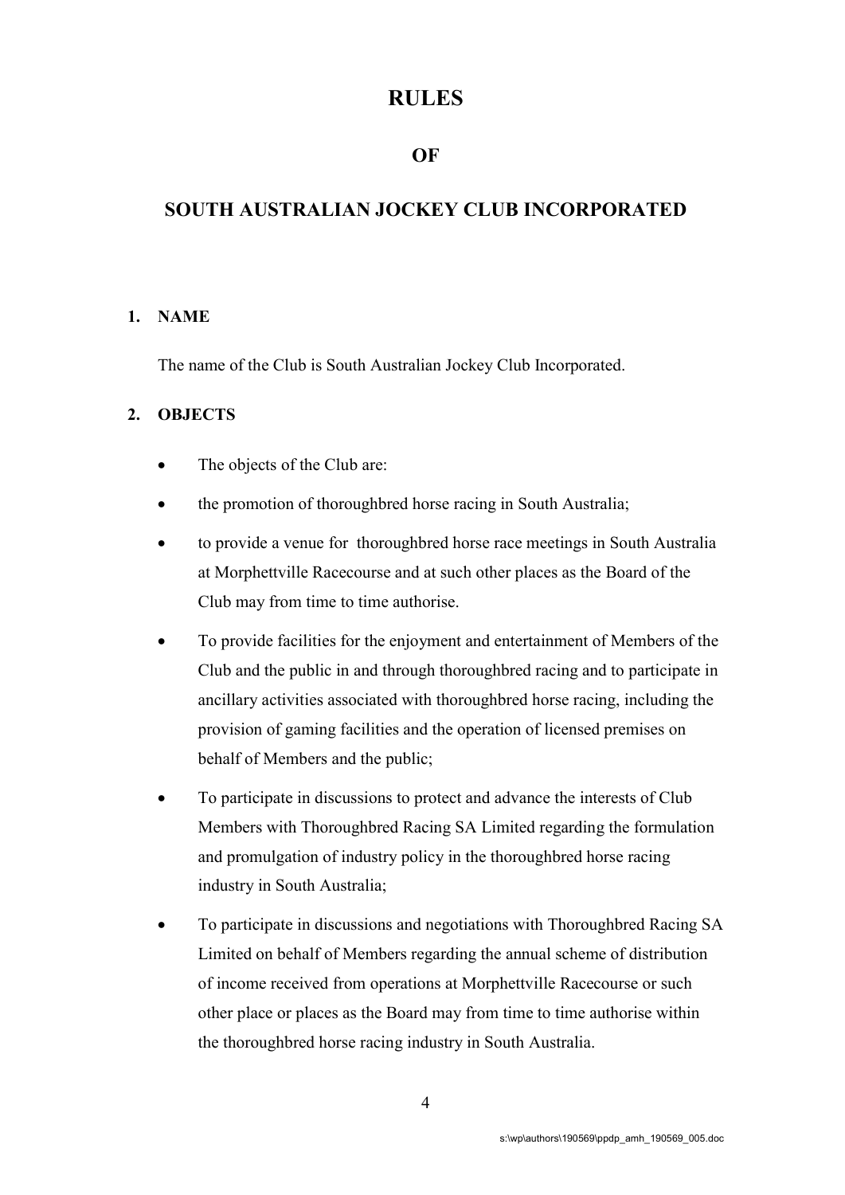# RULES

## OF

## SOUTH AUSTRALIAN JOCKEY CLUB INCORPORATED

### 1. NAME

The name of the Club is South Australian Jockey Club Incorporated.

### 2. OBJECTS

- The objects of the Club are:
- the promotion of thoroughbred horse racing in South Australia;
- to provide a venue for thoroughbred horse race meetings in South Australia at Morphettville Racecourse and at such other places as the Board of the Club may from time to time authorise.
- To provide facilities for the enjoyment and entertainment of Members of the Club and the public in and through thoroughbred racing and to participate in ancillary activities associated with thoroughbred horse racing, including the provision of gaming facilities and the operation of licensed premises on behalf of Members and the public;
- To participate in discussions to protect and advance the interests of Club Members with Thoroughbred Racing SA Limited regarding the formulation and promulgation of industry policy in the thoroughbred horse racing industry in South Australia;
- To participate in discussions and negotiations with Thoroughbred Racing SA Limited on behalf of Members regarding the annual scheme of distribution of income received from operations at Morphettville Racecourse or such other place or places as the Board may from time to time authorise within the thoroughbred horse racing industry in South Australia.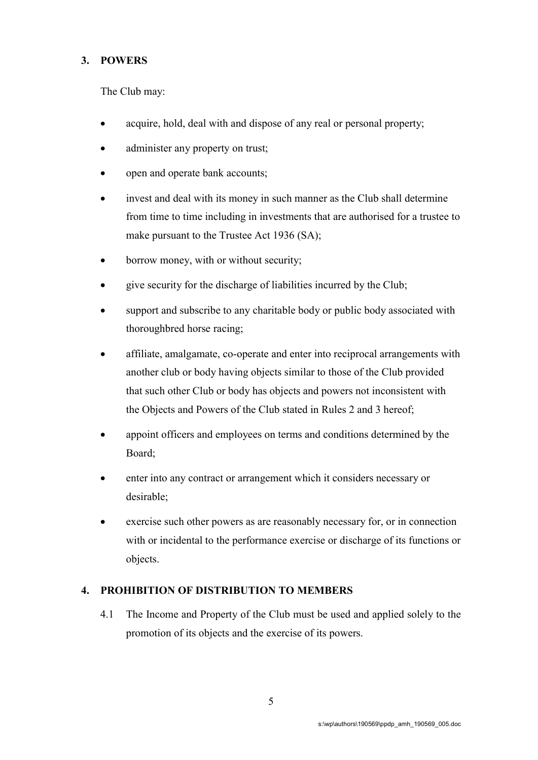## 3. POWERS

The Club may:

- acquire, hold, deal with and dispose of any real or personal property;
- administer any property on trust;
- open and operate bank accounts;
- invest and deal with its money in such manner as the Club shall determine from time to time including in investments that are authorised for a trustee to make pursuant to the Trustee Act 1936 (SA);
- borrow money, with or without security;
- give security for the discharge of liabilities incurred by the Club;
- support and subscribe to any charitable body or public body associated with thoroughbred horse racing;
- affiliate, amalgamate, co-operate and enter into reciprocal arrangements with another club or body having objects similar to those of the Club provided that such other Club or body has objects and powers not inconsistent with the Objects and Powers of the Club stated in Rules 2 and 3 hereof;
- appoint officers and employees on terms and conditions determined by the Board;
- enter into any contract or arrangement which it considers necessary or desirable;
- exercise such other powers as are reasonably necessary for, or in connection with or incidental to the performance exercise or discharge of its functions or objects.

## 4. PROHIBITION OF DISTRIBUTION TO MEMBERS

4.1 The Income and Property of the Club must be used and applied solely to the promotion of its objects and the exercise of its powers.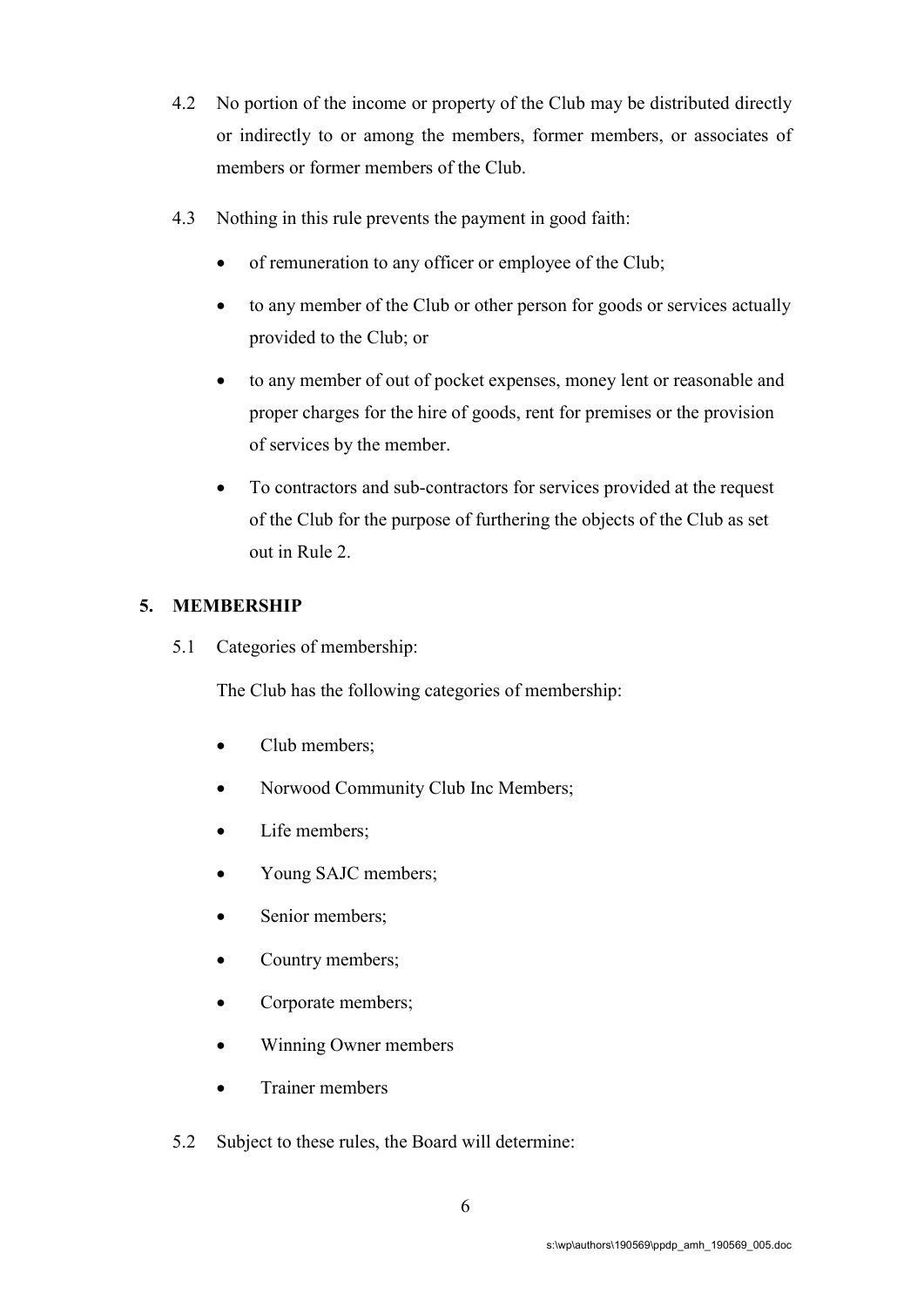4.2 No portion of the income or property of the Club may be distributed directly or indirectly to or among the members, former members, or associates of members or former members of the Club.

4.3 Nothing in this rule prevents the payment in good faith:

- of remuneration to any officer or employee of the Club;
- to any member of the Club or other person for goods or services actually provided to the Club; or
- to any member of out of pocket expenses, money lent or reasonable and proper charges for the hire of goods, rent for premises or the provision of services by the member.
- To contractors and sub-contractors for services provided at the request of the Club for the purpose of furthering the objects of the Club as set out in Rule 2.

## 5. MEMBERSHIP

5.1 Categories of membership:

The Club has the following categories of membership:

- Club members;
- Norwood Community Club Inc Members;
- Life members;
- Young SAJC members;
- Senior members;
- Country members;
- Corporate members;
- Winning Owner members
- Trainer members

5.2 Subject to these rules, the Board will determine: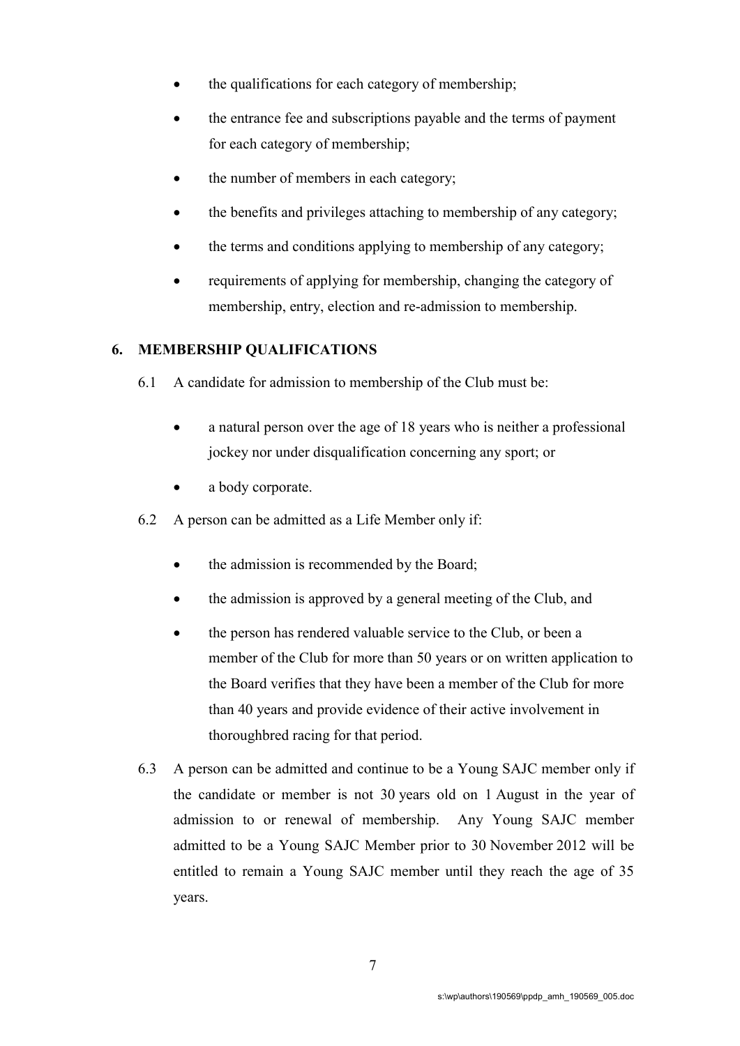- the qualifications for each category of membership;
- the entrance fee and subscriptions payable and the terms of payment for each category of membership;
- the number of members in each category;
- the benefits and privileges attaching to membership of any category;
- the terms and conditions applying to membership of any category;
- requirements of applying for membership, changing the category of membership, entry, election and re-admission to membership.

## 6. MEMBERSHIP QUALIFICATIONS

6.1 A candidate for admission to membership of the Club must be:

- a natural person over the age of 18 years who is neither a professional jockey nor under disqualification concerning any sport; or
- a body corporate.

6.2 A person can be admitted as a Life Member only if:

- the admission is recommended by the Board;
- the admission is approved by a general meeting of the Club, and
- the person has rendered valuable service to the Club, or been a member of the Club for more than 50 years or on written application to the Board verifies that they have been a member of the Club for more than 40 years and provide evidence of their active involvement in thoroughbred racing for that period.

6.3 A person can be admitted and continue to be a Young SAJC member only if the candidate or member is not 30 years old on 1 August in the year of admission to or renewal of membership. Any Young SAJC member admitted to be a Young SAJC Member prior to 30 November 2012 will be entitled to remain a Young SAJC member until they reach the age of 35 years.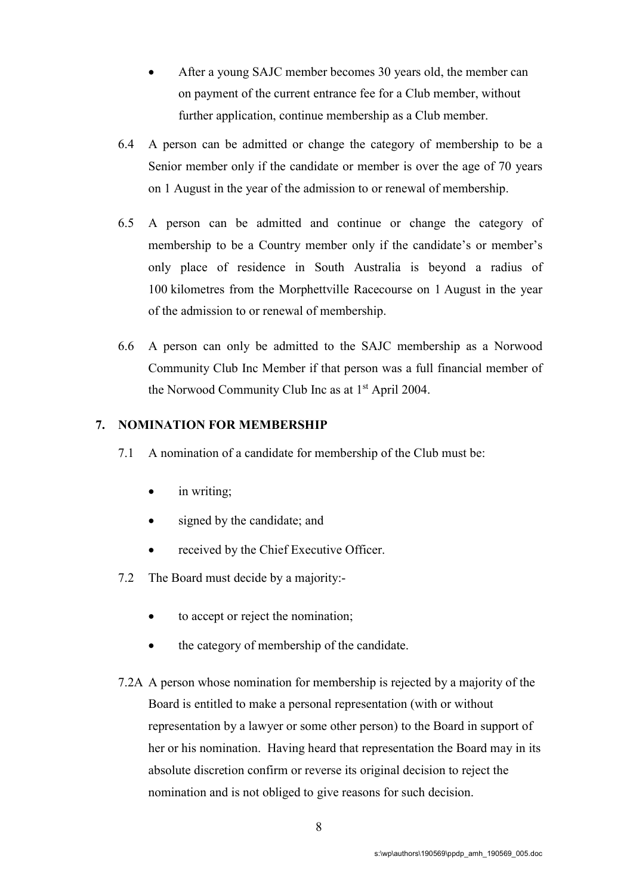- After a young SAJC member becomes 30 years old, the member can on payment of the current entrance fee for a Club member, without further application, continue membership as a Club member.

6.4 A person can be admitted or change the category of membership to be a Senior member only if the candidate or member is over the age of 70 years on 1 August in the year of the admission to or renewal of membership.

6.5 A person can be admitted and continue or change the category of membership to be a Country member only if the candidate's or member's only place of residence in South Australia is beyond a radius of 100 kilometres from the Morphettville Racecourse on 1 August in the year of the admission to or renewal of membership.

6.6 A person can only be admitted to the SAJC membership as a Norwood Community Club Inc Member if that person was a full financial member of the Norwood Community Club Inc as at 1st April 2004.

## 7. NOMINATION FOR MEMBERSHIP

7.1 A nomination of a candidate for membership of the Club must be:

- in writing;
- signed by the candidate; and
- received by the Chief Executive Officer.

7.2 The Board must decide by a majority:-

- to accept or reject the nomination;
- the category of membership of the candidate.

7.2A A person whose nomination for membership is rejected by a majority of the Board is entitled to make a personal representation (with or without representation by a lawyer or some other person) to the Board in support of her or his nomination. Having heard that representation the Board may in its absolute discretion confirm or reverse its original decision to reject the nomination and is not obliged to give reasons for such decision.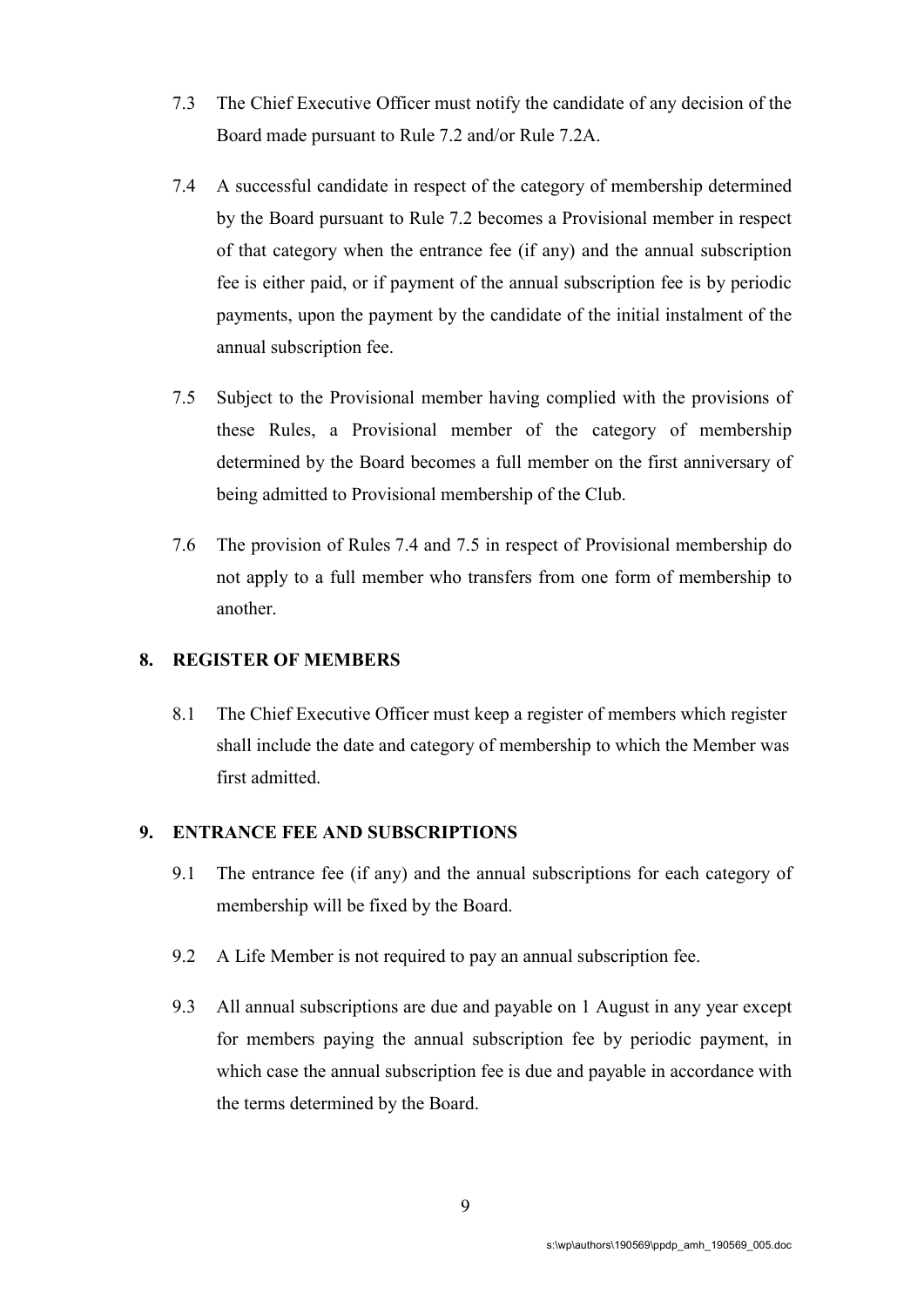7.3 The Chief Executive Officer must notify the candidate of any decision of the Board made pursuant to Rule 7.2 and/or Rule 7.2A.

7.4 A successful candidate in respect of the category of membership determined by the Board pursuant to Rule 7.2 becomes a Provisional member in respect of that category when the entrance fee (if any) and the annual subscription fee is either paid, or if payment of the annual subscription fee is by periodic payments, upon the payment by the candidate of the initial instalment of the annual subscription fee.

7.5 Subject to the Provisional member having complied with the provisions of these Rules, a Provisional member of the category of membership determined by the Board becomes a full member on the first anniversary of being admitted to Provisional membership of the Club.

7.6 The provision of Rules 7.4 and 7.5 in respect of Provisional membership do not apply to a full member who transfers from one form of membership to another.

## 8. REGISTER OF MEMBERS

8.1 The Chief Executive Officer must keep a register of members which register shall include the date and category of membership to which the Member was first admitted.

## 9. ENTRANCE FEE AND SUBSCRIPTIONS

9.1 The entrance fee (if any) and the annual subscriptions for each category of membership will be fixed by the Board.

9.2 A Life Member is not required to pay an annual subscription fee.

9.3 All annual subscriptions are due and payable on 1 August in any year except for members paying the annual subscription fee by periodic payment, in which case the annual subscription fee is due and payable in accordance with the terms determined by the Board.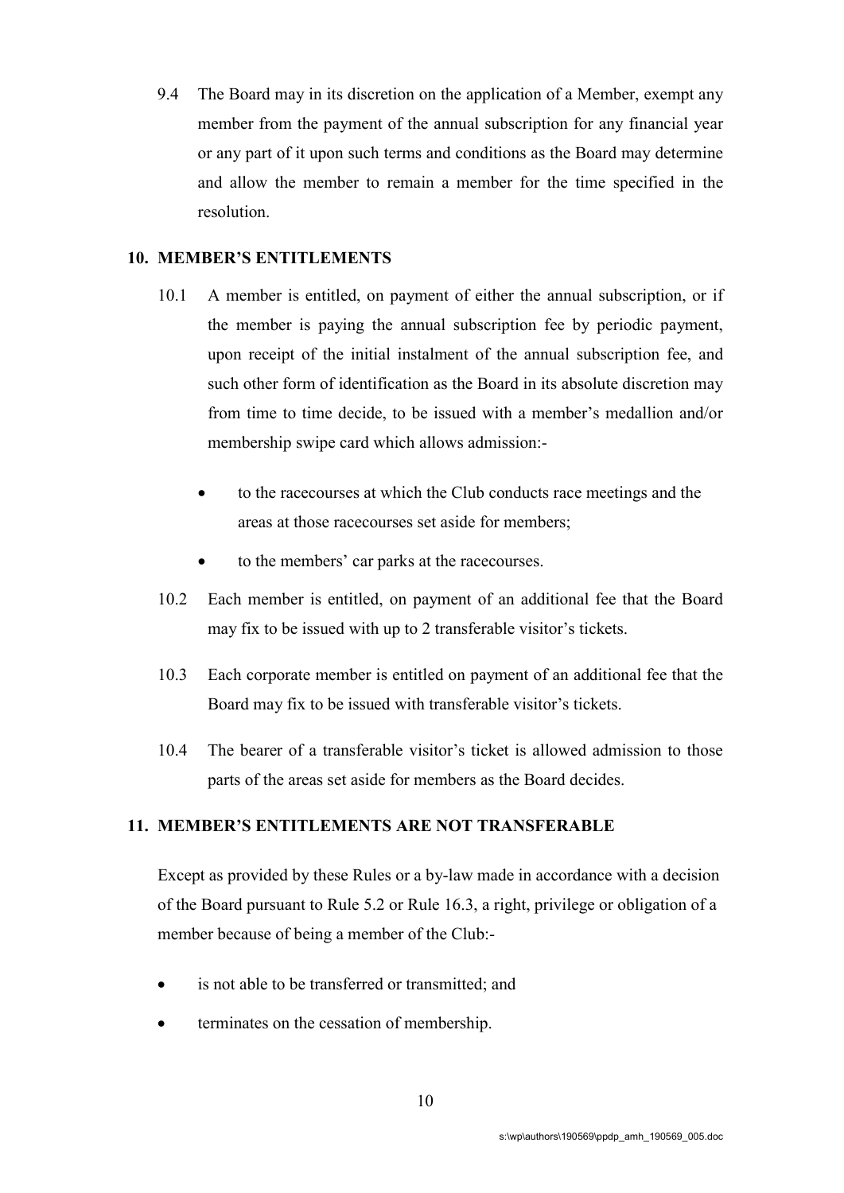9.4 The Board may in its discretion on the application of a Member, exempt any member from the payment of the annual subscription for any financial year or any part of it upon such terms and conditions as the Board may determine and allow the member to remain a member for the time specified in the resolution.

## 10. MEMBER'S ENTITLEMENTS

10.1 A member is entitled, on payment of either the annual subscription, or if the member is paying the annual subscription fee by periodic payment, upon receipt of the initial instalment of the annual subscription fee, and such other form of identification as the Board in its absolute discretion may from time to time decide, to be issued with a member's medallion and/or membership swipe card which allows admission:-

- to the racecourses at which the Club conducts race meetings and the areas at those racecourses set aside for members;
- to the members' car parks at the racecourses.

10.2 Each member is entitled, on payment of an additional fee that the Board may fix to be issued with up to 2 transferable visitor's tickets.

10.3 Each corporate member is entitled on payment of an additional fee that the Board may fix to be issued with transferable visitor's tickets.

10.4 The bearer of a transferable visitor's ticket is allowed admission to those parts of the areas set aside for members as the Board decides.

## 11. MEMBER'S ENTITLEMENTS ARE NOT TRANSFERABLE

Except as provided by these Rules or a by-law made in accordance with a decision of the Board pursuant to Rule 5.2 or Rule 16.3, a right, privilege or obligation of a member because of being a member of the Club:-

- is not able to be transferred or transmitted; and
- terminates on the cessation of membership.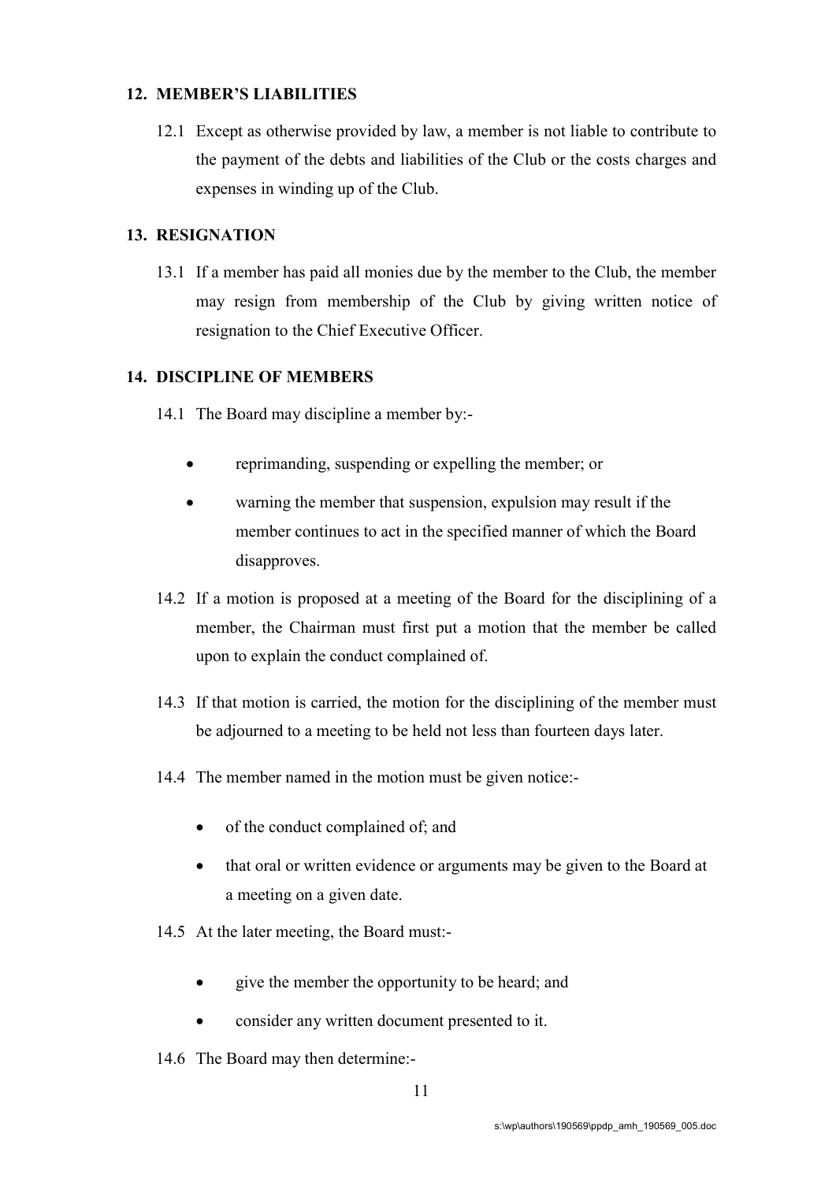## 12. MEMBER'S LIABILITIES

12.1 Except as otherwise provided by law, a member is not liable to contribute to the payment of the debts and liabilities of the Club or the costs charges and expenses in winding up of the Club.

## 13. RESIGNATION

13.1 If a member has paid all monies due by the member to the Club, the member may resign from membership of the Club by giving written notice of resignation to the Chief Executive Officer.

## 14. DISCIPLINE OF MEMBERS

14.1 The Board may discipline a member by:-

- reprimanding, suspending or expelling the member; or
- warning the member that suspension, expulsion may result if the member continues to act in the specified manner of which the Board disapproves.

14.2 If a motion is proposed at a meeting of the Board for the disciplining of a member, the Chairman must first put a motion that the member be called upon to explain the conduct complained of.

14.3 If that motion is carried, the motion for the disciplining of the member must be adjourned to a meeting to be held not less than fourteen days later.

14.4 The member named in the motion must be given notice:-

- of the conduct complained of; and
- that oral or written evidence or arguments may be given to the Board at a meeting on a given date.

14.5 At the later meeting, the Board must:-

- give the member the opportunity to be heard; and
- consider any written document presented to it.

14.6 The Board may then determine:-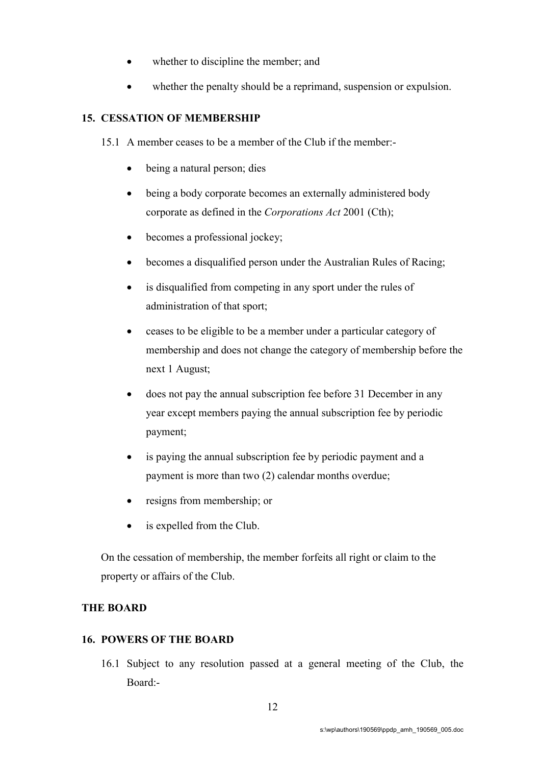- whether to discipline the member; and
- whether the penalty should be a reprimand, suspension or expulsion.

## 15. CESSATION OF MEMBERSHIP

15.1 A member ceases to be a member of the Club if the member:-

- being a natural person; dies
- being a body corporate becomes an externally administered body corporate as defined in the *Corporations Act* 2001 (Cth);
- becomes a professional jockey;
- becomes a disqualified person under the Australian Rules of Racing;
- is disqualified from competing in any sport under the rules of administration of that sport;
- ceases to be eligible to be a member under a particular category of membership and does not change the category of membership before the next 1 August;
- does not pay the annual subscription fee before 31 December in any year except members paying the annual subscription fee by periodic payment;
- is paying the annual subscription fee by periodic payment and a payment is more than two (2) calendar months overdue;
- resigns from membership; or
- is expelled from the Club.

On the cessation of membership, the member forfeits all right or claim to the property or affairs of the Club.

## THE BOARD

## 16. POWERS OF THE BOARD

16.1 Subject to any resolution passed at a general meeting of the Club, the Board:-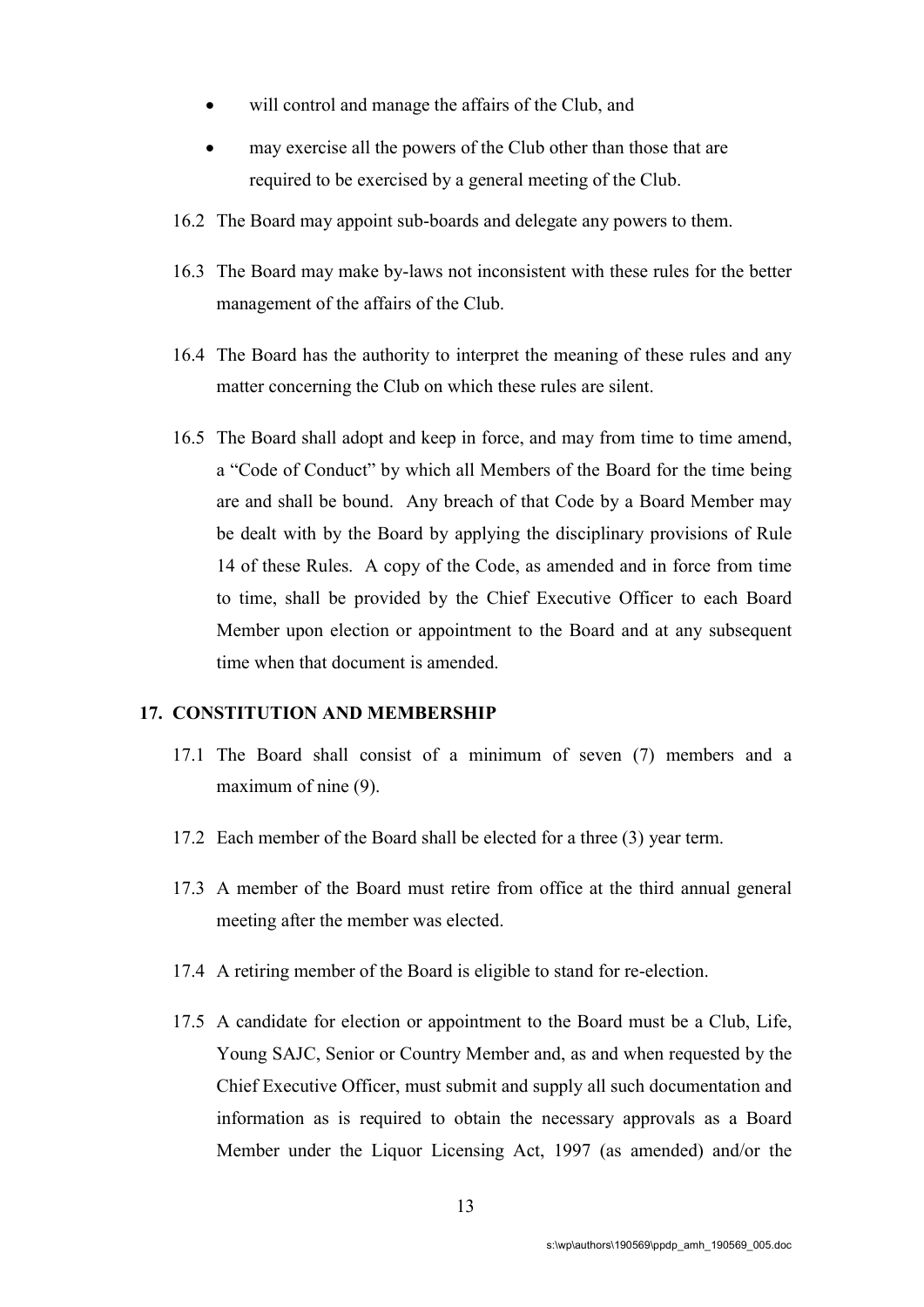- will control and manage the affairs of the Club, and
- may exercise all the powers of the Club other than those that are required to be exercised by a general meeting of the Club.

16.2 The Board may appoint sub-boards and delegate any powers to them.

16.3 The Board may make by-laws not inconsistent with these rules for the better management of the affairs of the Club.

16.4 The Board has the authority to interpret the meaning of these rules and any matter concerning the Club on which these rules are silent.

16.5 The Board shall adopt and keep in force, and may from time to time amend, a "Code of Conduct" by which all Members of the Board for the time being are and shall be bound. Any breach of that Code by a Board Member may be dealt with by the Board by applying the disciplinary provisions of Rule 14 of these Rules. A copy of the Code, as amended and in force from time to time, shall be provided by the Chief Executive Officer to each Board Member upon election or appointment to the Board and at any subsequent time when that document is amended.

## 17. CONSTITUTION AND MEMBERSHIP

17.1 The Board shall consist of a minimum of seven (7) members and a maximum of nine (9).

17.2 Each member of the Board shall be elected for a three (3) year term.

17.3 A member of the Board must retire from office at the third annual general meeting after the member was elected.

17.4 A retiring member of the Board is eligible to stand for re-election.

17.5 A candidate for election or appointment to the Board must be a Club, Life, Young SAJC, Senior or Country Member and, as and when requested by the Chief Executive Officer, must submit and supply all such documentation and information as is required to obtain the necessary approvals as a Board Member under the Liquor Licensing Act, 1997 (as amended) and/or the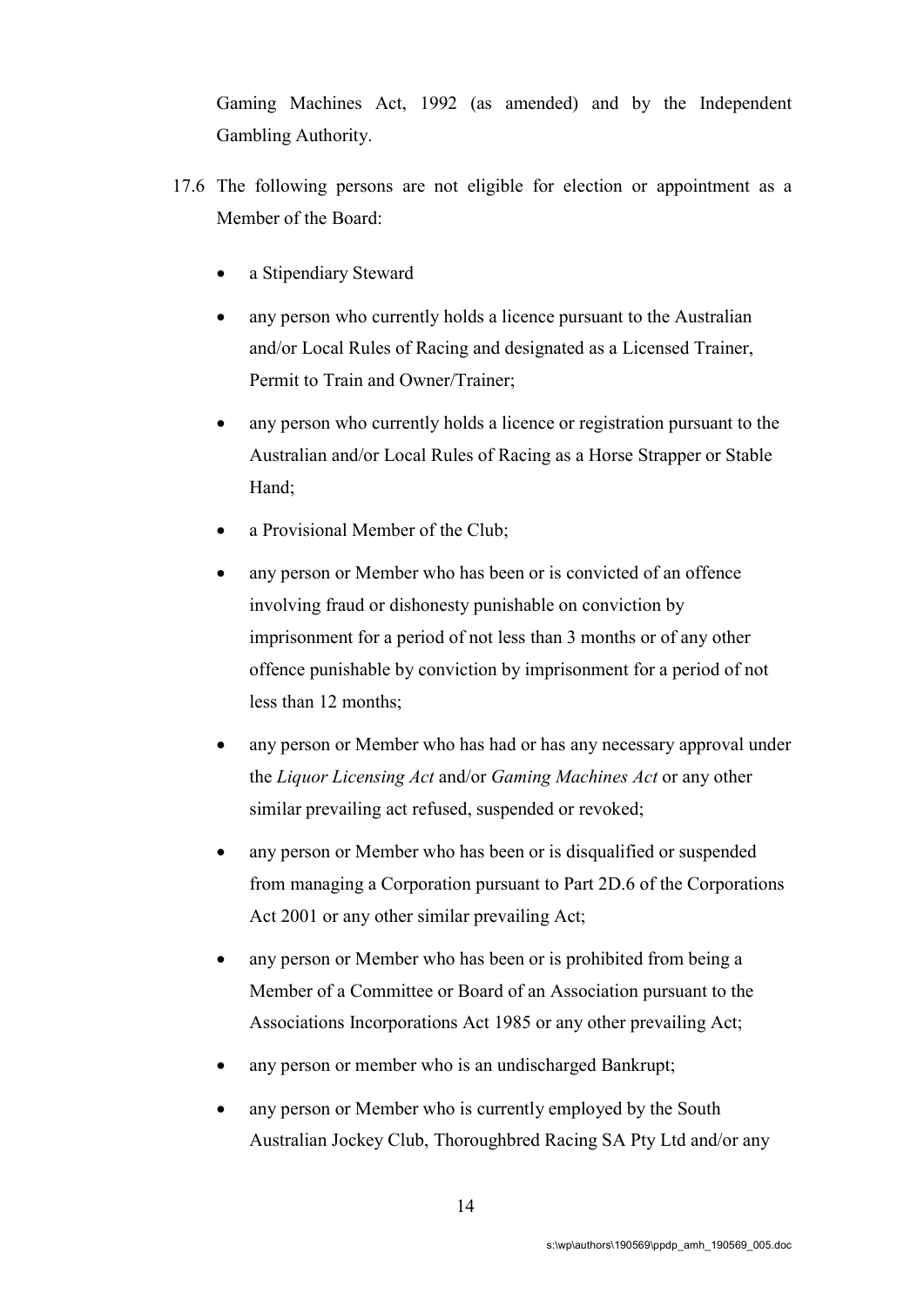Gaming Machines Act, 1992 (as amended) and by the Independent Gambling Authority.

17.6 The following persons are not eligible for election or appointment as a Member of the Board:

- a Stipendiary Steward
- any person who currently holds a licence pursuant to the Australian and/or Local Rules of Racing and designated as a Licensed Trainer, Permit to Train and Owner/Trainer;
- any person who currently holds a licence or registration pursuant to the Australian and/or Local Rules of Racing as a Horse Strapper or Stable Hand;
- a Provisional Member of the Club;
- any person or Member who has been or is convicted of an offence involving fraud or dishonesty punishable on conviction by imprisonment for a period of not less than 3 months or of any other offence punishable by conviction by imprisonment for a period of not less than 12 months;
- any person or Member who has had or has any necessary approval under the *Liquor Licensing Act* and/or *Gaming Machines Act* or any other similar prevailing act refused, suspended or revoked;
- any person or Member who has been or is disqualified or suspended from managing a Corporation pursuant to Part 2D.6 of the Corporations Act 2001 or any other similar prevailing Act;
- any person or Member who has been or is prohibited from being a Member of a Committee or Board of an Association pursuant to the Associations Incorporations Act 1985 or any other prevailing Act;
- any person or member who is an undischarged Bankrupt;
- any person or Member who is currently employed by the South Australian Jockey Club, Thoroughbred Racing SA Pty Ltd and/or any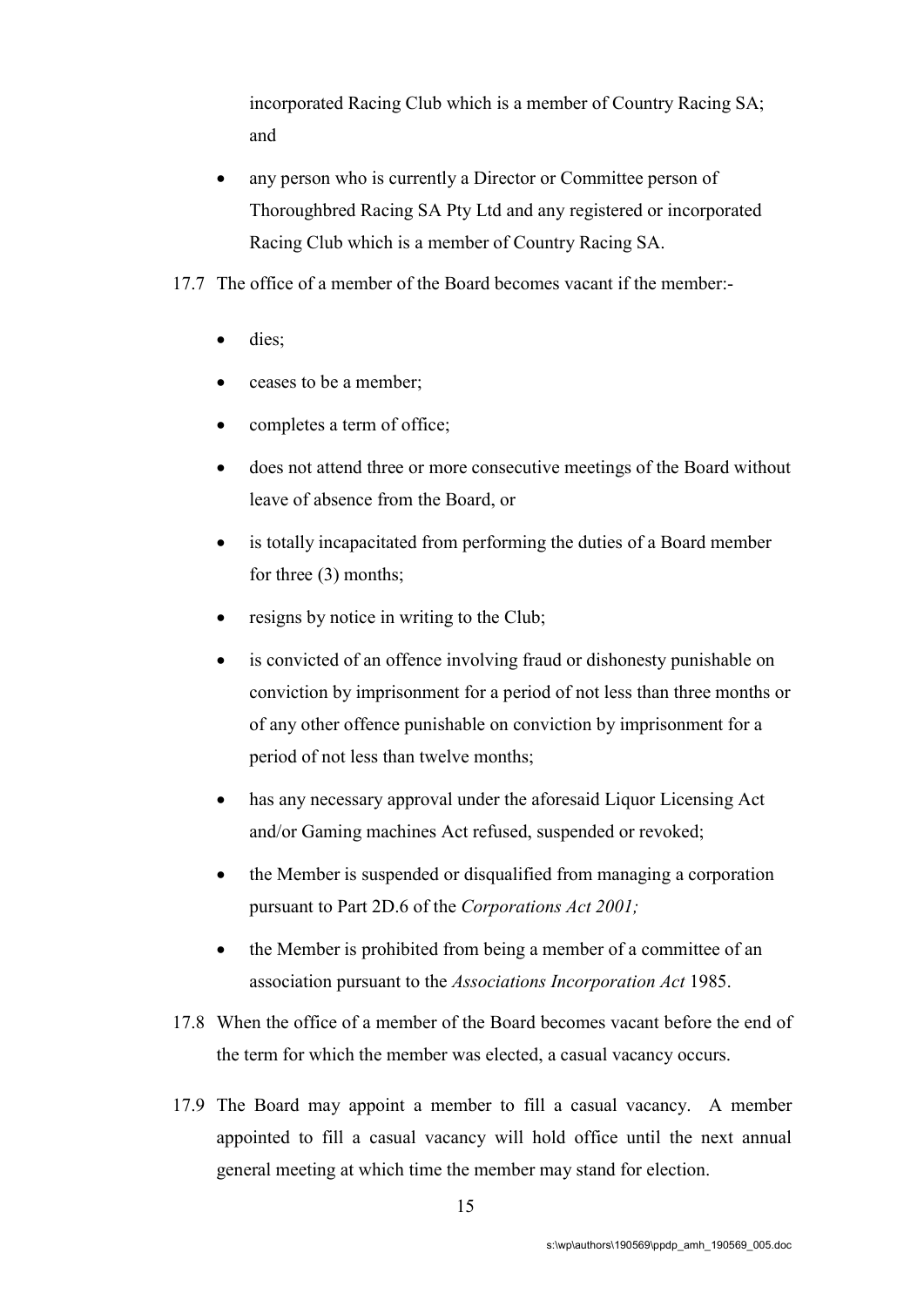incorporated Racing Club which is a member of Country Racing SA; and

- any person who is currently a Director or Committee person of Thoroughbred Racing SA Pty Ltd and any registered or incorporated Racing Club which is a member of Country Racing SA.

17.7 The office of a member of the Board becomes vacant if the member:-

- dies;
- ceases to be a member;
- completes a term of office;
- does not attend three or more consecutive meetings of the Board without leave of absence from the Board, or
- is totally incapacitated from performing the duties of a Board member for three (3) months;
- resigns by notice in writing to the Club;
- is convicted of an offence involving fraud or dishonesty punishable on conviction by imprisonment for a period of not less than three months or of any other offence punishable on conviction by imprisonment for a period of not less than twelve months;
- has any necessary approval under the aforesaid Liquor Licensing Act and/or Gaming machines Act refused, suspended or revoked;
- the Member is suspended or disqualified from managing a corporation pursuant to Part 2D.6 of the *Corporations Act 2001;*
- the Member is prohibited from being a member of a committee of an association pursuant to the *Associations Incorporation Act* 1985.

17.8 When the office of a member of the Board becomes vacant before the end of the term for which the member was elected, a casual vacancy occurs.

17.9 The Board may appoint a member to fill a casual vacancy. A member appointed to fill a casual vacancy will hold office until the next annual general meeting at which time the member may stand for election.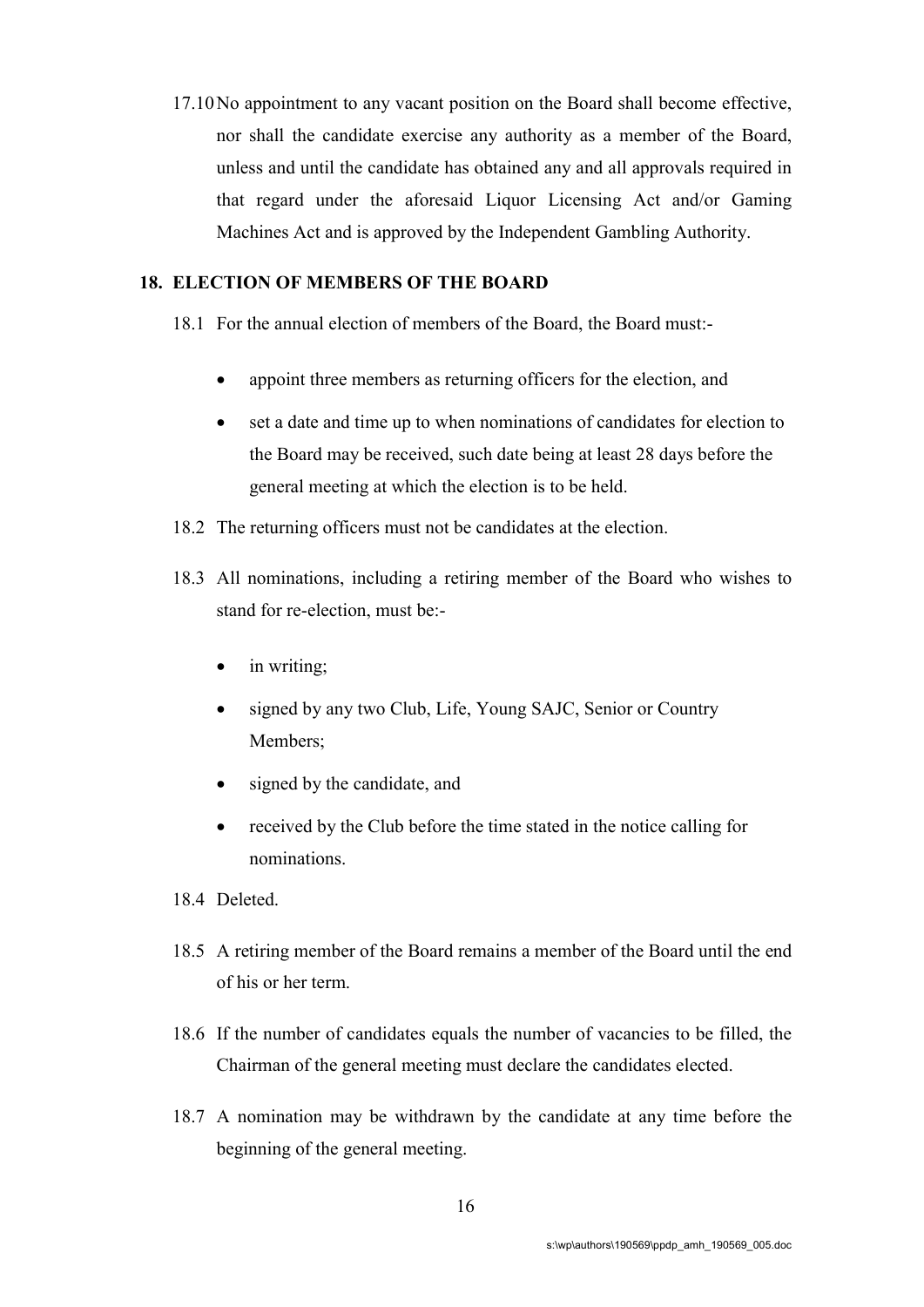17.10 No appointment to any vacant position on the Board shall become effective, nor shall the candidate exercise any authority as a member of the Board, unless and until the candidate has obtained any and all approvals required in that regard under the aforesaid Liquor Licensing Act and/or Gaming Machines Act and is approved by the Independent Gambling Authority.

## 18. ELECTION OF MEMBERS OF THE BOARD

18.1 For the annual election of members of the Board, the Board must:-

- appoint three members as returning officers for the election, and
- set a date and time up to when nominations of candidates for election to the Board may be received, such date being at least 28 days before the general meeting at which the election is to be held.

18.2 The returning officers must not be candidates at the election.

18.3 All nominations, including a retiring member of the Board who wishes to stand for re-election, must be:-

- in writing;
- signed by any two Club, Life, Young SAJC, Senior or Country Members;
- signed by the candidate, and
- received by the Club before the time stated in the notice calling for nominations.

18.4 Deleted.

18.5 A retiring member of the Board remains a member of the Board until the end of his or her term.

18.6 If the number of candidates equals the number of vacancies to be filled, the Chairman of the general meeting must declare the candidates elected.

18.7 A nomination may be withdrawn by the candidate at any time before the beginning of the general meeting.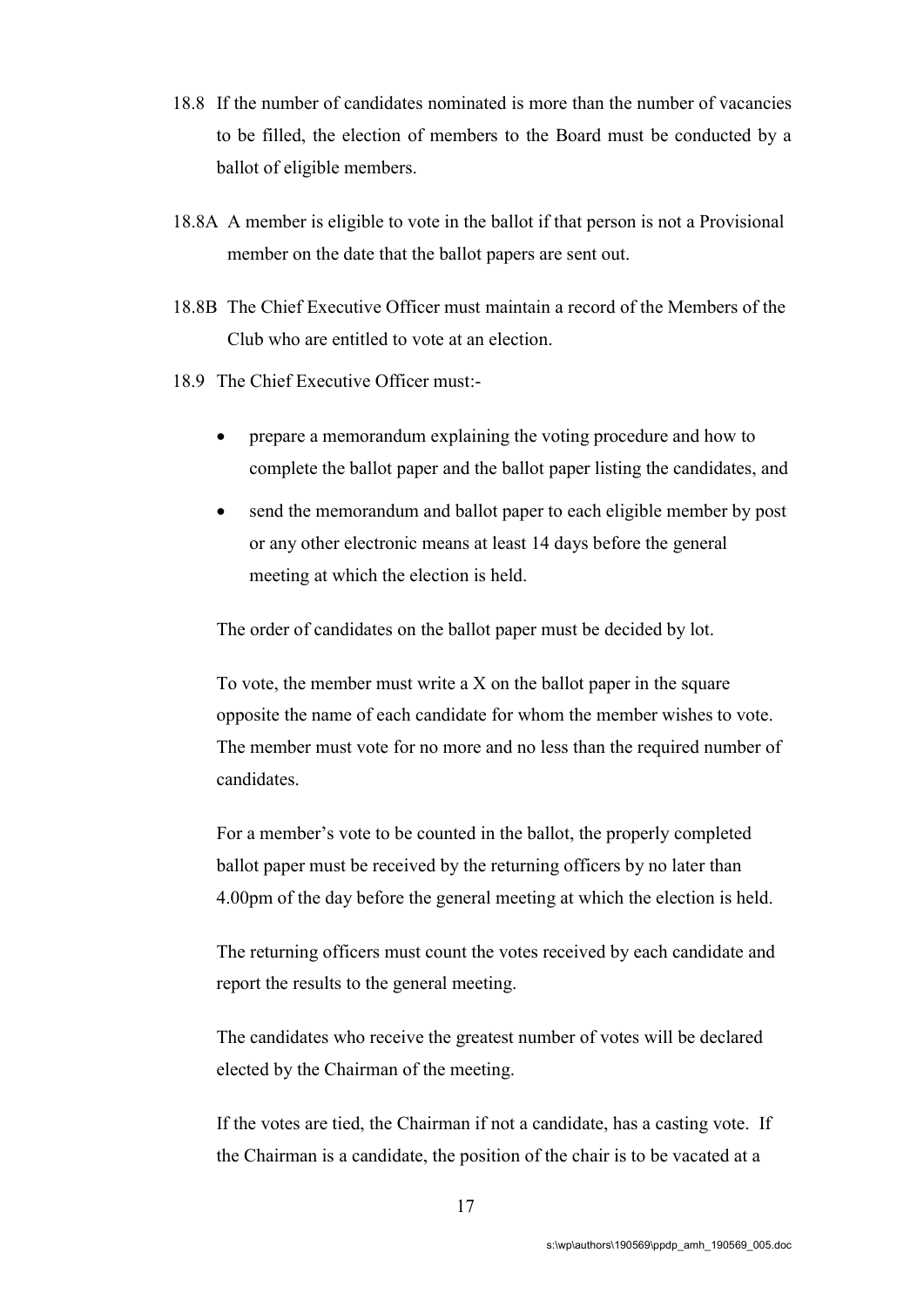18.8 If the number of candidates nominated is more than the number of vacancies to be filled, the election of members to the Board must be conducted by a ballot of eligible members.

18.8A A member is eligible to vote in the ballot if that person is not a Provisional member on the date that the ballot papers are sent out.

18.8B The Chief Executive Officer must maintain a record of the Members of the Club who are entitled to vote at an election.

18.9 The Chief Executive Officer must:-

- prepare a memorandum explaining the voting procedure and how to complete the ballot paper and the ballot paper listing the candidates, and
- send the memorandum and ballot paper to each eligible member by post or any other electronic means at least 14 days before the general meeting at which the election is held.

The order of candidates on the ballot paper must be decided by lot.

To vote, the member must write a X on the ballot paper in the square opposite the name of each candidate for whom the member wishes to vote. The member must vote for no more and no less than the required number of candidates.

For a member's vote to be counted in the ballot, the properly completed ballot paper must be received by the returning officers by no later than 4.00pm of the day before the general meeting at which the election is held.

The returning officers must count the votes received by each candidate and report the results to the general meeting.

The candidates who receive the greatest number of votes will be declared elected by the Chairman of the meeting.

If the votes are tied, the Chairman if not a candidate, has a casting vote. If the Chairman is a candidate, the position of the chair is to be vacated at a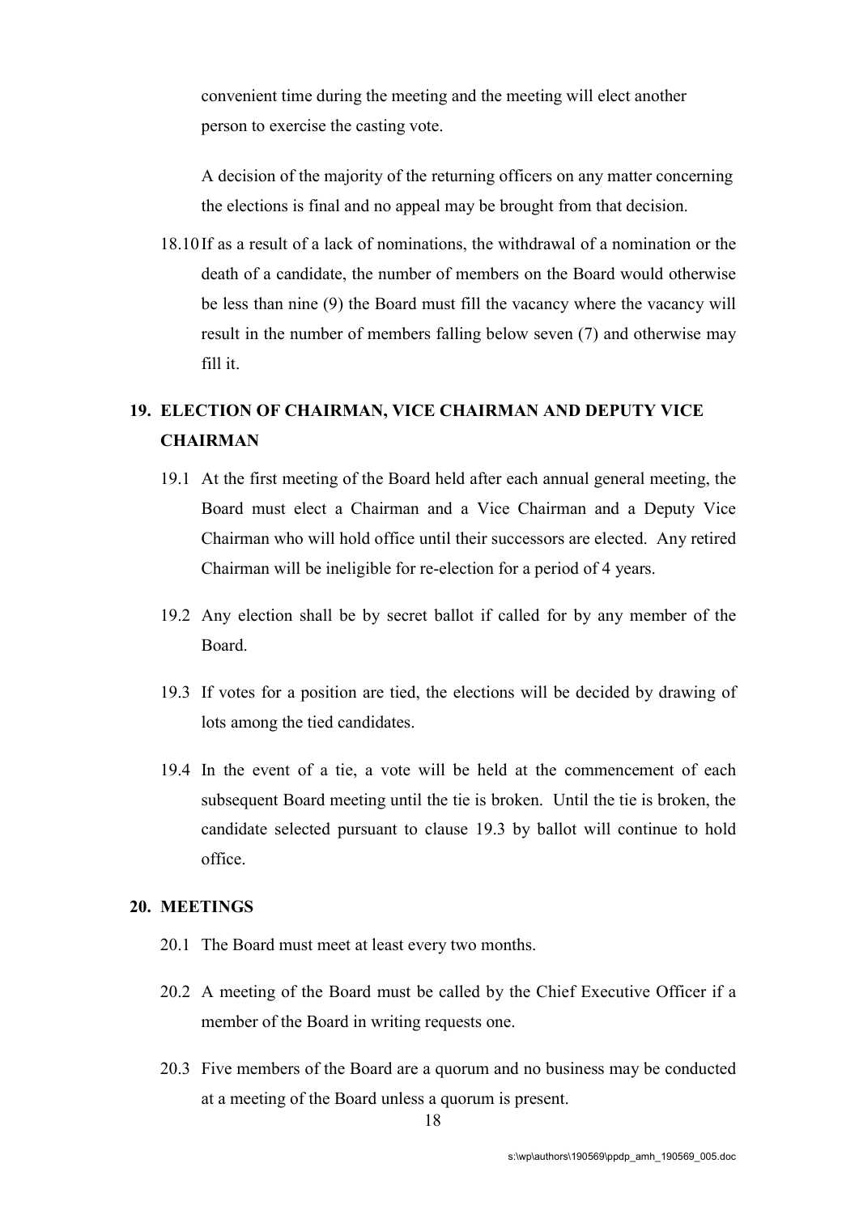convenient time during the meeting and the meeting will elect another person to exercise the casting vote.

A decision of the majority of the returning officers on any matter concerning the elections is final and no appeal may be brought from that decision.

18.10 If as a result of a lack of nominations, the withdrawal of a nomination or the death of a candidate, the number of members on the Board would otherwise be less than nine (9) the Board must fill the vacancy where the vacancy will result in the number of members falling below seven (7) and otherwise may fill it.

## 19. ELECTION OF CHAIRMAN, VICE CHAIRMAN AND DEPUTY VICE CHAIRMAN

19.1 At the first meeting of the Board held after each annual general meeting, the Board must elect a Chairman and a Vice Chairman and a Deputy Vice Chairman who will hold office until their successors are elected. Any retired Chairman will be ineligible for re-election for a period of 4 years.

19.2 Any election shall be by secret ballot if called for by any member of the Board.

19.3 If votes for a position are tied, the elections will be decided by drawing of lots among the tied candidates.

19.4 In the event of a tie, a vote will be held at the commencement of each subsequent Board meeting until the tie is broken. Until the tie is broken, the candidate selected pursuant to clause 19.3 by ballot will continue to hold office.

## 20. MEETINGS

20.1 The Board must meet at least every two months.

20.2 A meeting of the Board must be called by the Chief Executive Officer if a member of the Board in writing requests one.

20.3 Five members of the Board are a quorum and no business may be conducted at a meeting of the Board unless a quorum is present.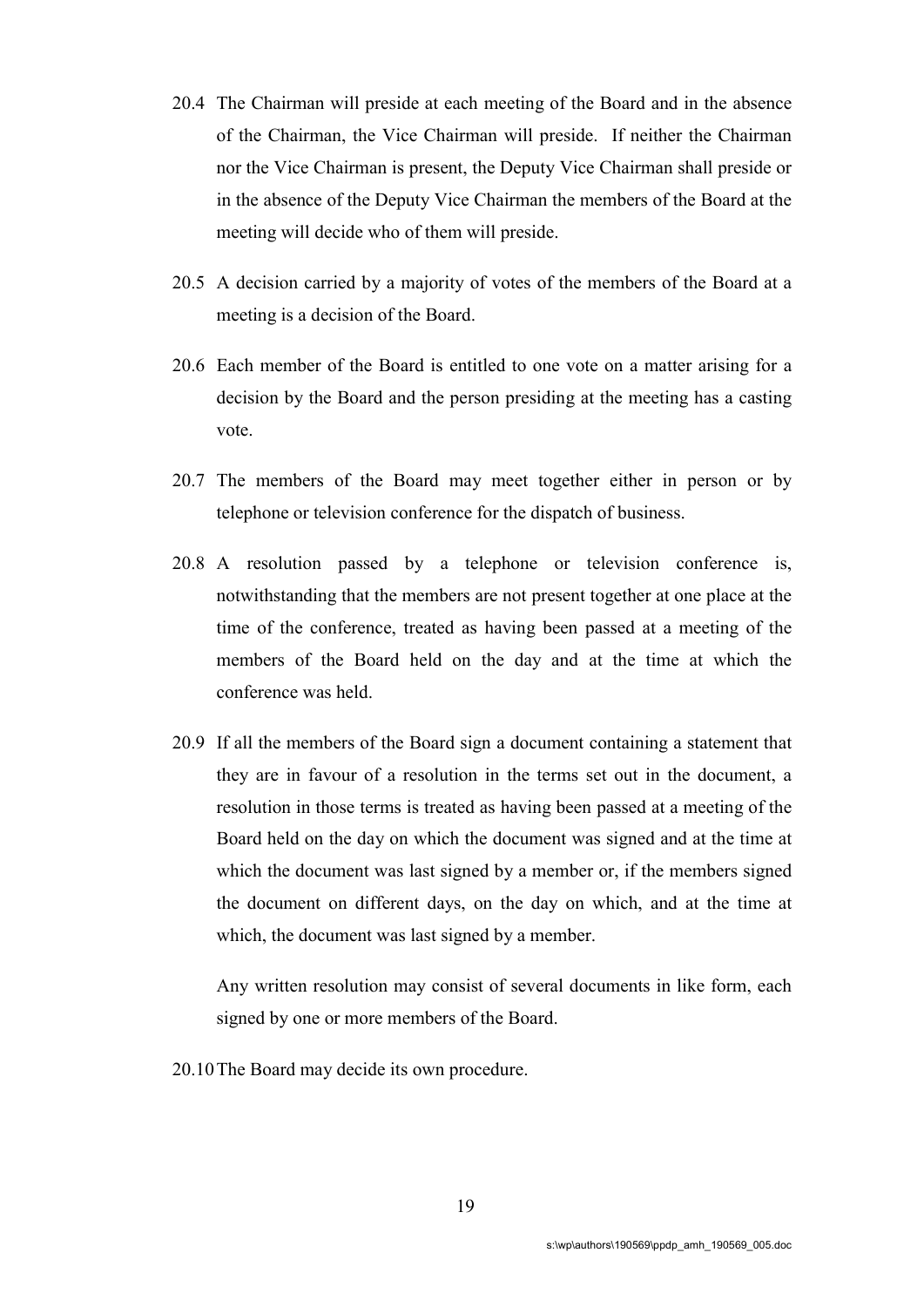20.4 The Chairman will preside at each meeting of the Board and in the absence of the Chairman, the Vice Chairman will preside. If neither the Chairman nor the Vice Chairman is present, the Deputy Vice Chairman shall preside or in the absence of the Deputy Vice Chairman the members of the Board at the meeting will decide who of them will preside.

20.5 A decision carried by a majority of votes of the members of the Board at a meeting is a decision of the Board.

20.6 Each member of the Board is entitled to one vote on a matter arising for a decision by the Board and the person presiding at the meeting has a casting vote.

20.7 The members of the Board may meet together either in person or by telephone or television conference for the dispatch of business.

20.8 A resolution passed by a telephone or television conference is, notwithstanding that the members are not present together at one place at the time of the conference, treated as having been passed at a meeting of the members of the Board held on the day and at the time at which the conference was held.

20.9 If all the members of the Board sign a document containing a statement that they are in favour of a resolution in the terms set out in the document, a resolution in those terms is treated as having been passed at a meeting of the Board held on the day on which the document was signed and at the time at which the document was last signed by a member or, if the members signed the document on different days, on the day on which, and at the time at which, the document was last signed by a member.

Any written resolution may consist of several documents in like form, each signed by one or more members of the Board.

20.10 The Board may decide its own procedure.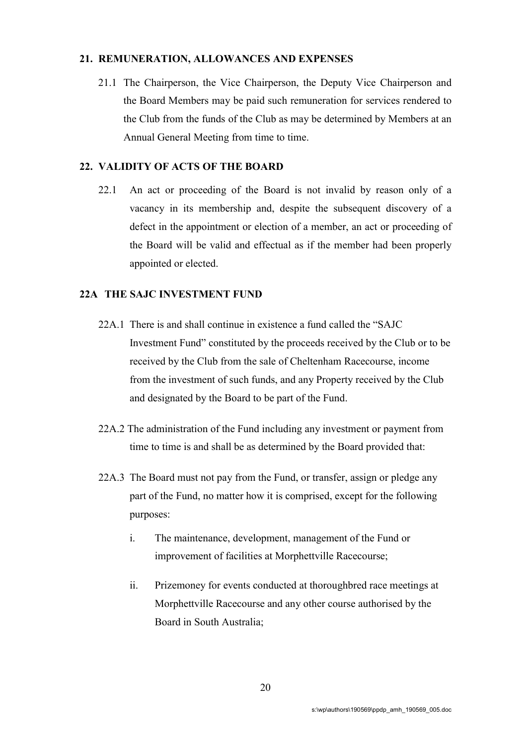## 21. REMUNERATION, ALLOWANCES AND EXPENSES

21.1 The Chairperson, the Vice Chairperson, the Deputy Vice Chairperson and the Board Members may be paid such remuneration for services rendered to the Club from the funds of the Club as may be determined by Members at an Annual General Meeting from time to time.

## 22. VALIDITY OF ACTS OF THE BOARD

22.1 An act or proceeding of the Board is not invalid by reason only of a vacancy in its membership and, despite the subsequent discovery of a defect in the appointment or election of a member, an act or proceeding of the Board will be valid and effectual as if the member had been properly appointed or elected.

## 22A THE SAJC INVESTMENT FUND

22A.1 There is and shall continue in existence a fund called the "SAJC Investment Fund" constituted by the proceeds received by the Club or to be received by the Club from the sale of Cheltenham Racecourse, income from the investment of such funds, and any Property received by the Club and designated by the Board to be part of the Fund.

22A.2 The administration of the Fund including any investment or payment from time to time is and shall be as determined by the Board provided that:

22A.3 The Board must not pay from the Fund, or transfer, assign or pledge any part of the Fund, no matter how it is comprised, except for the following purposes:

i. The maintenance, development, management of the Fund or improvement of facilities at Morphettville Racecourse;

ii. Prizemoney for events conducted at thoroughbred race meetings at Morphettville Racecourse and any other course authorised by the Board in South Australia;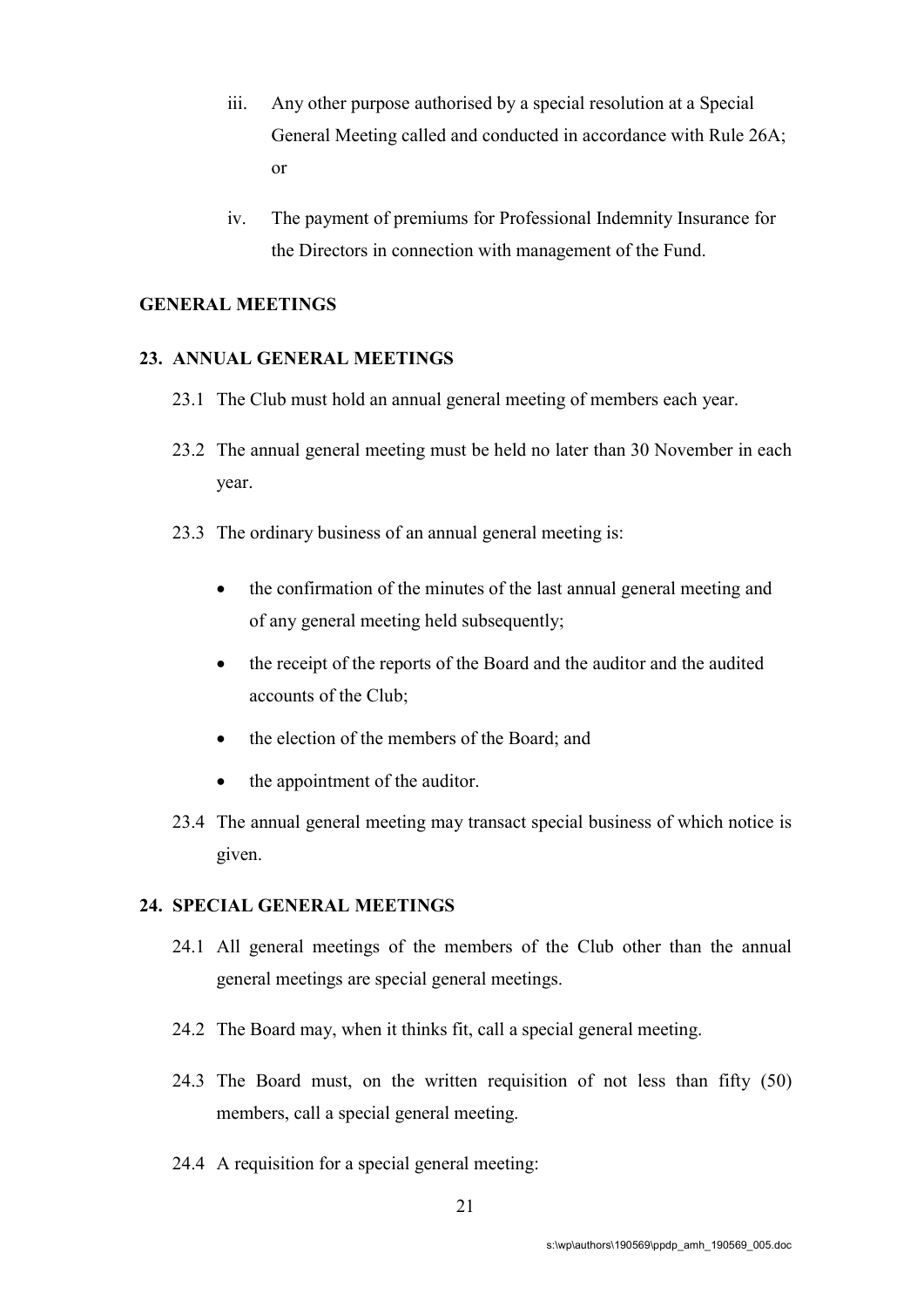iii. Any other purpose authorised by a special resolution at a Special General Meeting called and conducted in accordance with Rule 26A; or

iv. The payment of premiums for Professional Indemnity Insurance for the Directors in connection with management of the Fund.

## GENERAL MEETINGS

### 23. ANNUAL GENERAL MEETINGS

23.1 The Club must hold an annual general meeting of members each year.

23.2 The annual general meeting must be held no later than 30 November in each year.

23.3 The ordinary business of an annual general meeting is:

- the confirmation of the minutes of the last annual general meeting and of any general meeting held subsequently;
- the receipt of the reports of the Board and the auditor and the audited accounts of the Club;
- the election of the members of the Board; and
- the appointment of the auditor.

23.4 The annual general meeting may transact special business of which notice is given.

### 24. SPECIAL GENERAL MEETINGS

24.1 All general meetings of the members of the Club other than the annual general meetings are special general meetings.

24.2 The Board may, when it thinks fit, call a special general meeting.

24.3 The Board must, on the written requisition of not less than fifty (50) members, call a special general meeting.

24.4 A requisition for a special general meeting: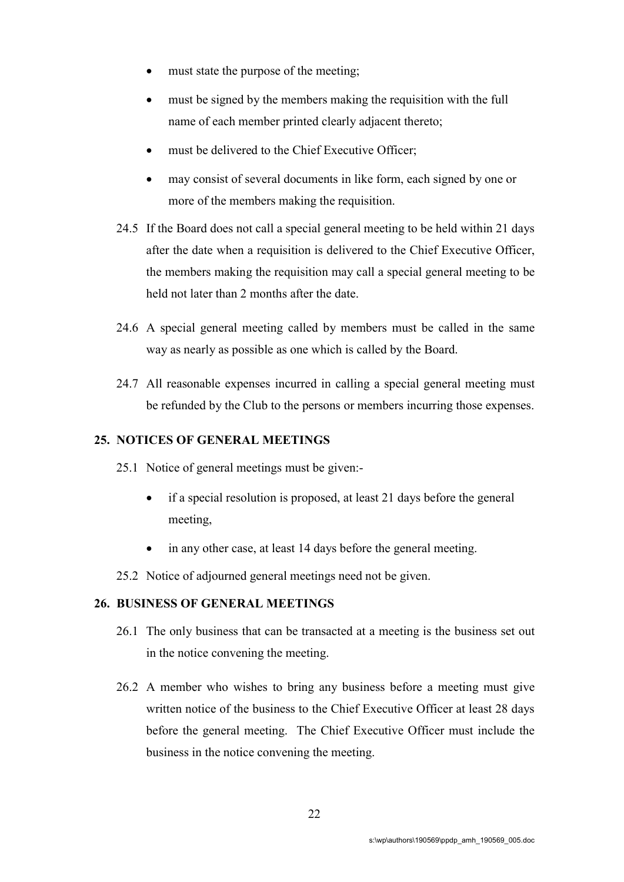- must state the purpose of the meeting;
- must be signed by the members making the requisition with the full name of each member printed clearly adjacent thereto;
- must be delivered to the Chief Executive Officer;
- may consist of several documents in like form, each signed by one or more of the members making the requisition.

24.5 If the Board does not call a special general meeting to be held within 21 days after the date when a requisition is delivered to the Chief Executive Officer, the members making the requisition may call a special general meeting to be held not later than 2 months after the date.

24.6 A special general meeting called by members must be called in the same way as nearly as possible as one which is called by the Board.

24.7 All reasonable expenses incurred in calling a special general meeting must be refunded by the Club to the persons or members incurring those expenses.

## 25. NOTICES OF GENERAL MEETINGS

25.1 Notice of general meetings must be given:-

- if a special resolution is proposed, at least 21 days before the general meeting,
- in any other case, at least 14 days before the general meeting.

25.2 Notice of adjourned general meetings need not be given.

## 26. BUSINESS OF GENERAL MEETINGS

26.1 The only business that can be transacted at a meeting is the business set out in the notice convening the meeting.

26.2 A member who wishes to bring any business before a meeting must give written notice of the business to the Chief Executive Officer at least 28 days before the general meeting. The Chief Executive Officer must include the business in the notice convening the meeting.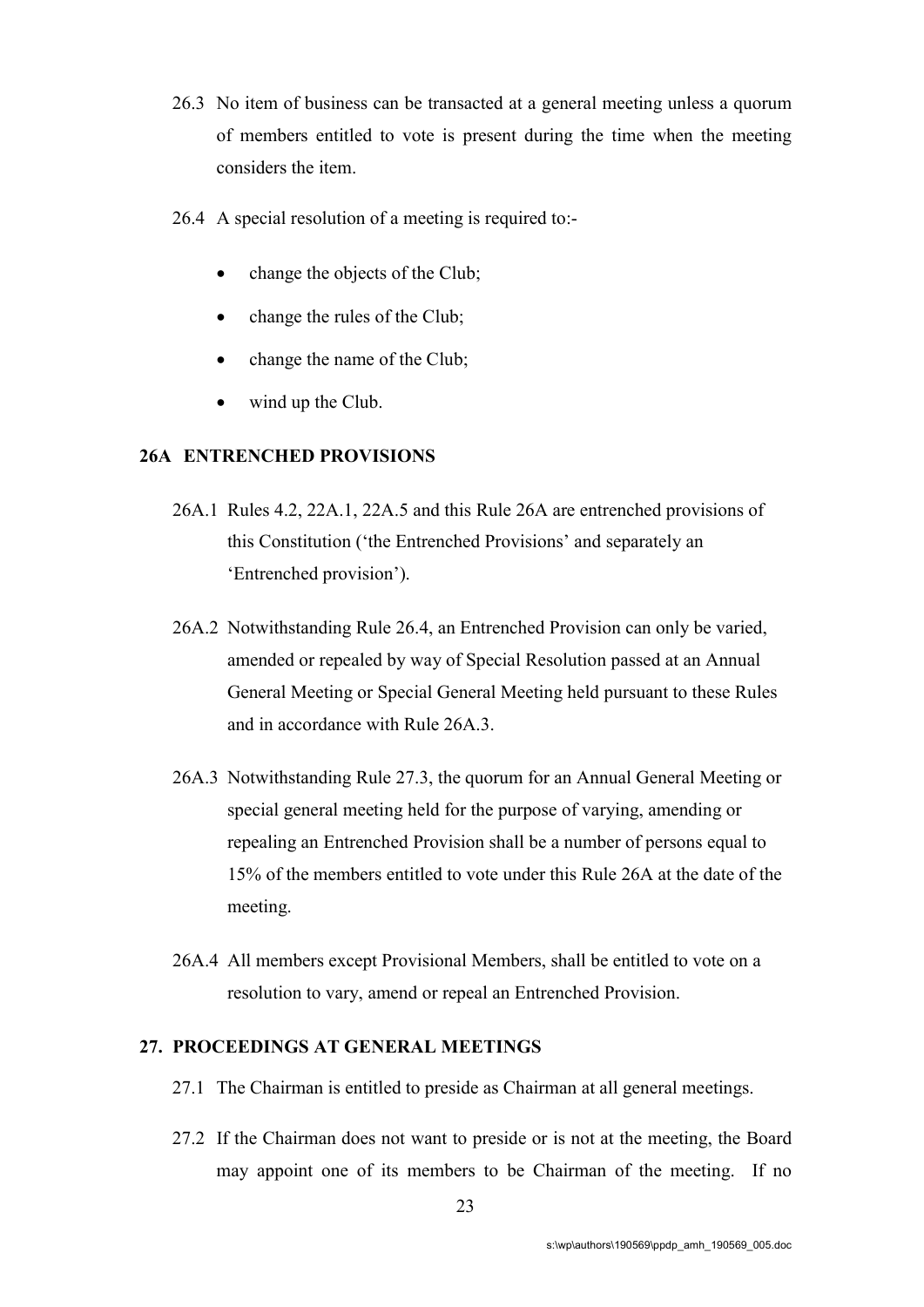26.3 No item of business can be transacted at a general meeting unless a quorum of members entitled to vote is present during the time when the meeting considers the item.

26.4 A special resolution of a meeting is required to:-

- change the objects of the Club;
- change the rules of the Club;
- change the name of the Club;
- wind up the Club.

## 26A ENTRENCHED PROVISIONS

26A.1 Rules 4.2, 22A.1, 22A.5 and this Rule 26A are entrenched provisions of this Constitution ('the Entrenched Provisions' and separately an 'Entrenched provision').

26A.2 Notwithstanding Rule 26.4, an Entrenched Provision can only be varied, amended or repealed by way of Special Resolution passed at an Annual General Meeting or Special General Meeting held pursuant to these Rules and in accordance with Rule 26A.3.

26A.3 Notwithstanding Rule 27.3, the quorum for an Annual General Meeting or special general meeting held for the purpose of varying, amending or repealing an Entrenched Provision shall be a number of persons equal to 15% of the members entitled to vote under this Rule 26A at the date of the meeting.

26A.4 All members except Provisional Members, shall be entitled to vote on a resolution to vary, amend or repeal an Entrenched Provision.

## 27. PROCEEDINGS AT GENERAL MEETINGS

27.1 The Chairman is entitled to preside as Chairman at all general meetings.

27.2 If the Chairman does not want to preside or is not at the meeting, the Board may appoint one of its members to be Chairman of the meeting. If no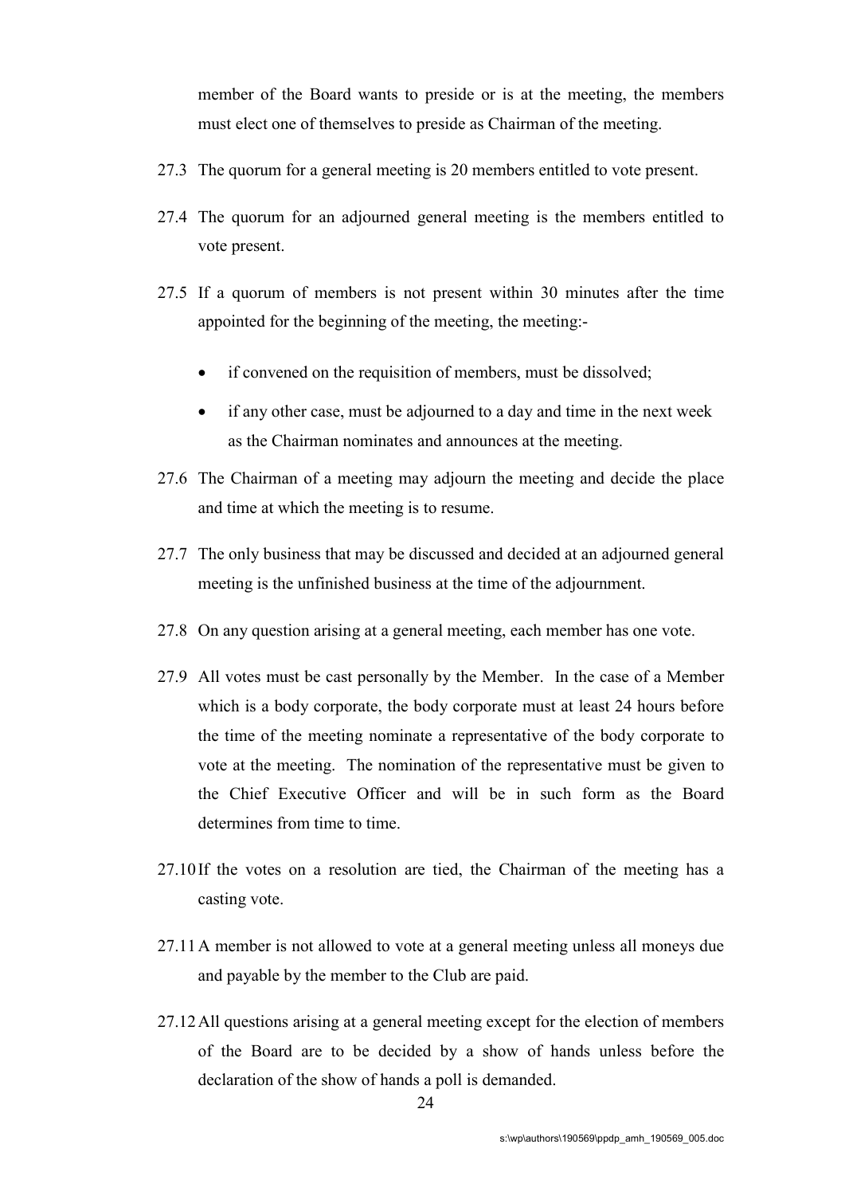member of the Board wants to preside or is at the meeting, the members must elect one of themselves to preside as Chairman of the meeting.

27.3 The quorum for a general meeting is 20 members entitled to vote present.

27.4 The quorum for an adjourned general meeting is the members entitled to vote present.

27.5 If a quorum of members is not present within 30 minutes after the time appointed for the beginning of the meeting, the meeting:-

- if convened on the requisition of members, must be dissolved;
- if any other case, must be adjourned to a day and time in the next week as the Chairman nominates and announces at the meeting.

27.6 The Chairman of a meeting may adjourn the meeting and decide the place and time at which the meeting is to resume.

27.7 The only business that may be discussed and decided at an adjourned general meeting is the unfinished business at the time of the adjournment.

27.8 On any question arising at a general meeting, each member has one vote.

27.9 All votes must be cast personally by the Member. In the case of a Member which is a body corporate, the body corporate must at least 24 hours before the time of the meeting nominate a representative of the body corporate to vote at the meeting. The nomination of the representative must be given to the Chief Executive Officer and will be in such form as the Board determines from time to time.

27.10 If the votes on a resolution are tied, the Chairman of the meeting has a casting vote.

27.11 A member is not allowed to vote at a general meeting unless all moneys due and payable by the member to the Club are paid.

27.12 All questions arising at a general meeting except for the election of members of the Board are to be decided by a show of hands unless before the declaration of the show of hands a poll is demanded.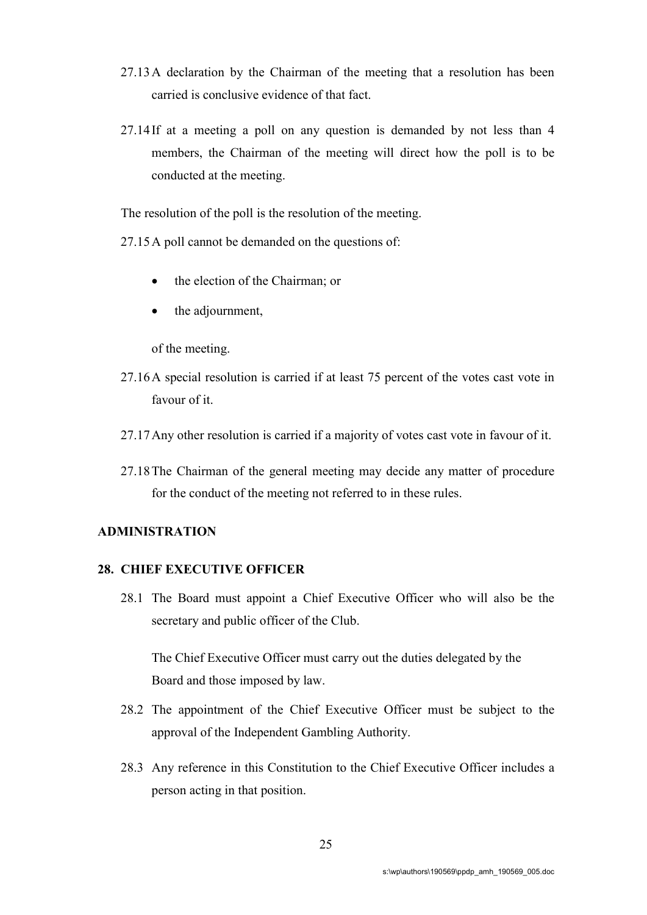27.13 A declaration by the Chairman of the meeting that a resolution has been carried is conclusive evidence of that fact.

27.14 If at a meeting a poll on any question is demanded by not less than 4 members, the Chairman of the meeting will direct how the poll is to be conducted at the meeting.

The resolution of the poll is the resolution of the meeting.

27.15 A poll cannot be demanded on the questions of:

- the election of the Chairman; or
- the adjournment,

of the meeting.

27.16 A special resolution is carried if at least 75 percent of the votes cast vote in favour of it.

27.17 Any other resolution is carried if a majority of votes cast vote in favour of it.

27.18 The Chairman of the general meeting may decide any matter of procedure for the conduct of the meeting not referred to in these rules.

## ADMINISTRATION

### 28. CHIEF EXECUTIVE OFFICER

28.1 The Board must appoint a Chief Executive Officer who will also be the secretary and public officer of the Club.

The Chief Executive Officer must carry out the duties delegated by the Board and those imposed by law.

28.2 The appointment of the Chief Executive Officer must be subject to the approval of the Independent Gambling Authority.

28.3 Any reference in this Constitution to the Chief Executive Officer includes a person acting in that position.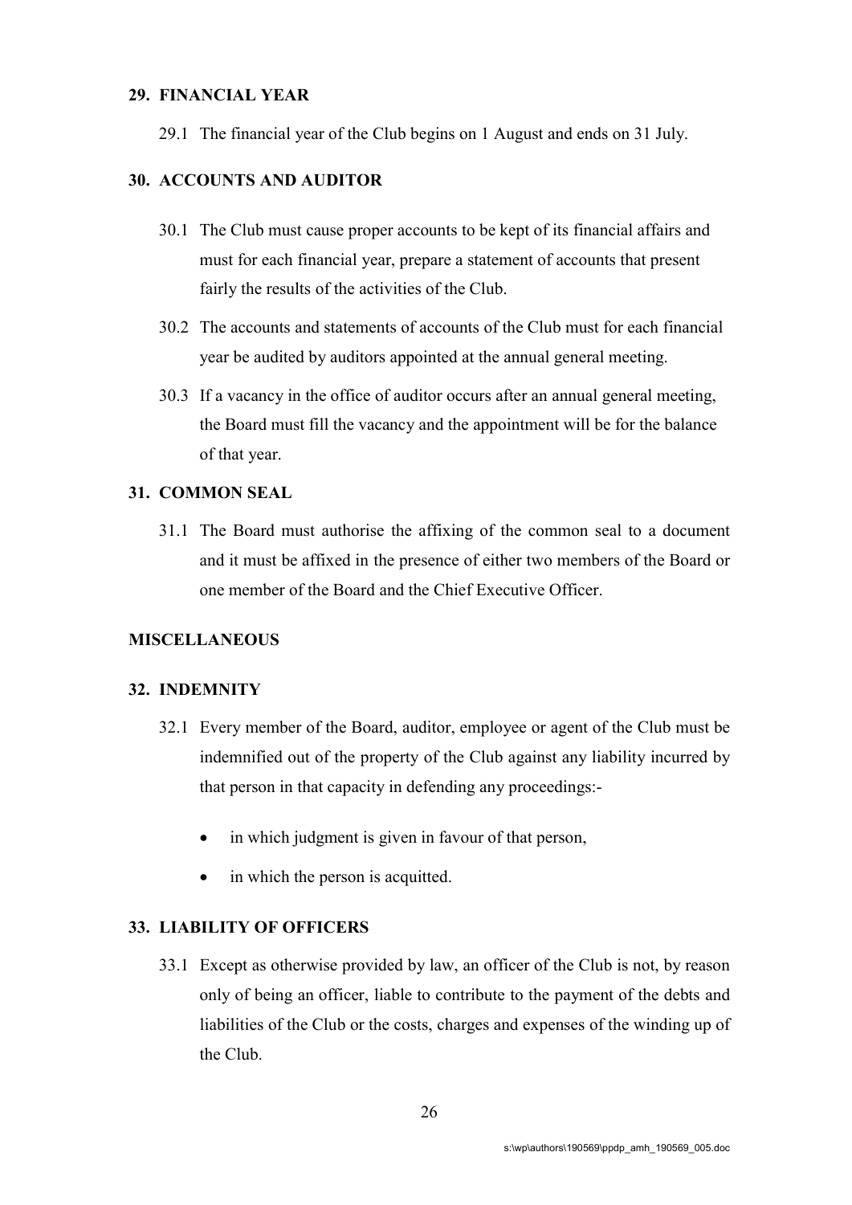## 29. FINANCIAL YEAR

29.1 The financial year of the Club begins on 1 August and ends on 31 July.

## 30. ACCOUNTS AND AUDITOR

30.1 The Club must cause proper accounts to be kept of its financial affairs and must for each financial year, prepare a statement of accounts that present fairly the results of the activities of the Club.

30.2 The accounts and statements of accounts of the Club must for each financial year be audited by auditors appointed at the annual general meeting.

30.3 If a vacancy in the office of auditor occurs after an annual general meeting, the Board must fill the vacancy and the appointment will be for the balance of that year.

## 31. COMMON SEAL

31.1 The Board must authorise the affixing of the common seal to a document and it must be affixed in the presence of either two members of the Board or one member of the Board and the Chief Executive Officer.

## MISCELLANEOUS

## 32. INDEMNITY

32.1 Every member of the Board, auditor, employee or agent of the Club must be indemnified out of the property of the Club against any liability incurred by that person in that capacity in defending any proceedings:-

- in which judgment is given in favour of that person,
- in which the person is acquitted.

## 33. LIABILITY OF OFFICERS

33.1 Except as otherwise provided by law, an officer of the Club is not, by reason only of being an officer, liable to contribute to the payment of the debts and liabilities of the Club or the costs, charges and expenses of the winding up of the Club.

s:\wp\authors\190569\ppdp_amh_190569_005.doc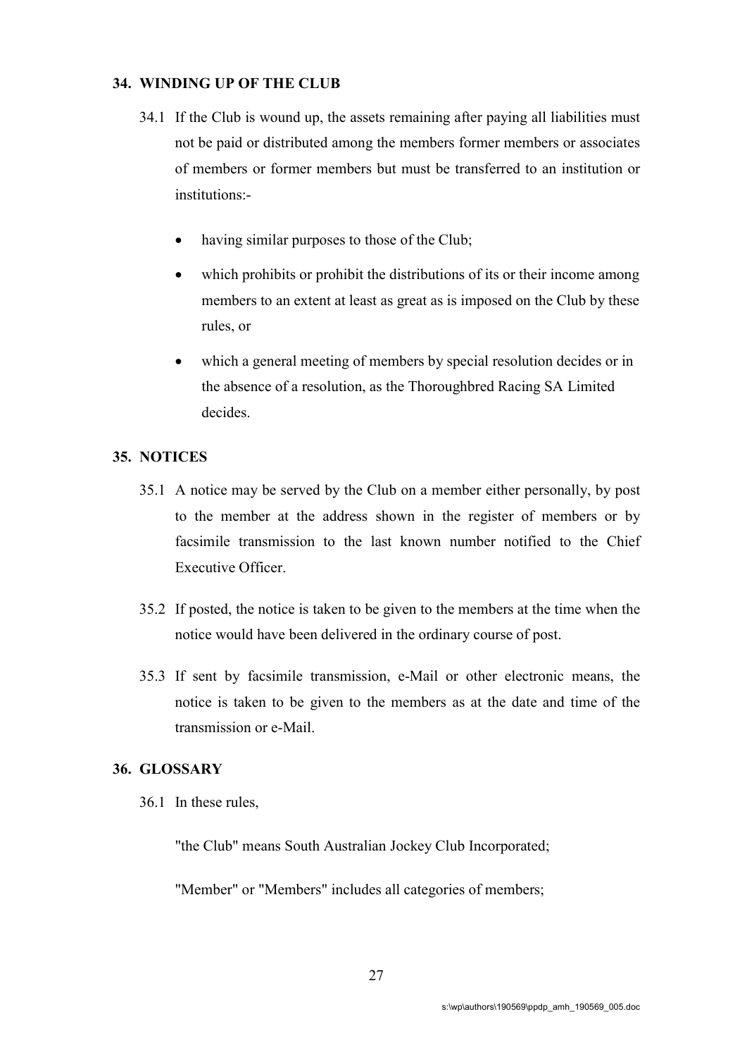## 34. WINDING UP OF THE CLUB

34.1 If the Club is wound up, the assets remaining after paying all liabilities must not be paid or distributed among the members former members or associates of members or former members but must be transferred to an institution or institutions:-

- having similar purposes to those of the Club;
- which prohibits or prohibit the distributions of its or their income among members to an extent at least as great as is imposed on the Club by these rules, or
- which a general meeting of members by special resolution decides or in the absence of a resolution, as the Thoroughbred Racing SA Limited decides.

## 35. NOTICES

35.1 A notice may be served by the Club on a member either personally, by post to the member at the address shown in the register of members or by facsimile transmission to the last known number notified to the Chief Executive Officer.

35.2 If posted, the notice is taken to be given to the members at the time when the notice would have been delivered in the ordinary course of post.

35.3 If sent by facsimile transmission, e-Mail or other electronic means, the notice is taken to be given to the members as at the date and time of the transmission or e-Mail.

## 36. GLOSSARY

36.1 In these rules,

"the Club" means South Australian Jockey Club Incorporated;

"Member" or "Members" includes all categories of members;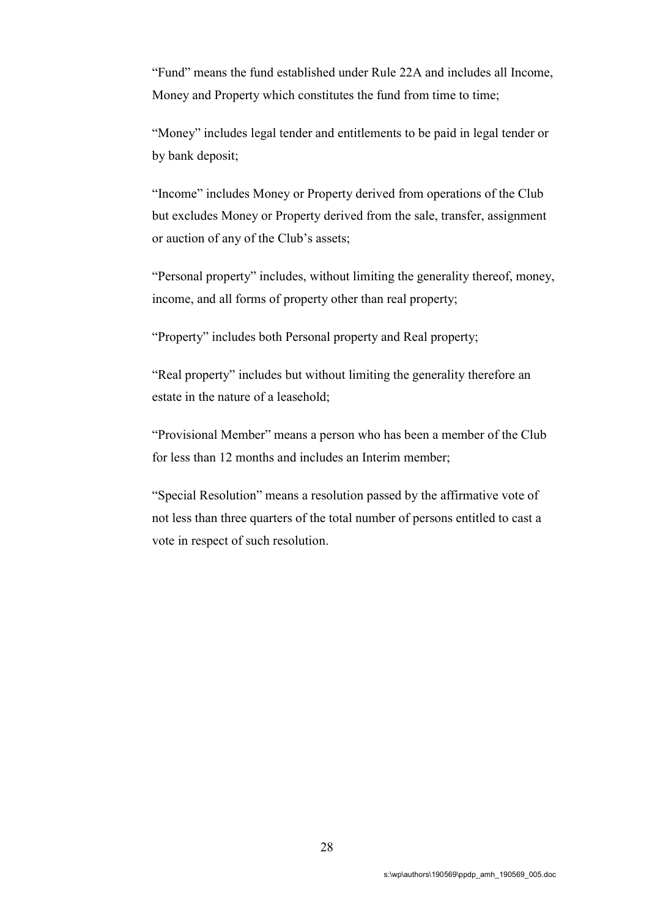"Fund" means the fund established under Rule 22A and includes all Income, Money and Property which constitutes the fund from time to time;

"Money" includes legal tender and entitlements to be paid in legal tender or by bank deposit;

"Income" includes Money or Property derived from operations of the Club but excludes Money or Property derived from the sale, transfer, assignment or auction of any of the Club's assets;

"Personal property" includes, without limiting the generality thereof, money, income, and all forms of property other than real property;

"Property" includes both Personal property and Real property;

"Real property" includes but without limiting the generality therefore an estate in the nature of a leasehold;

"Provisional Member" means a person who has been a member of the Club for less than 12 months and includes an Interim member;

"Special Resolution" means a resolution passed by the affirmative vote of not less than three quarters of the total number of persons entitled to cast a vote in respect of such resolution.